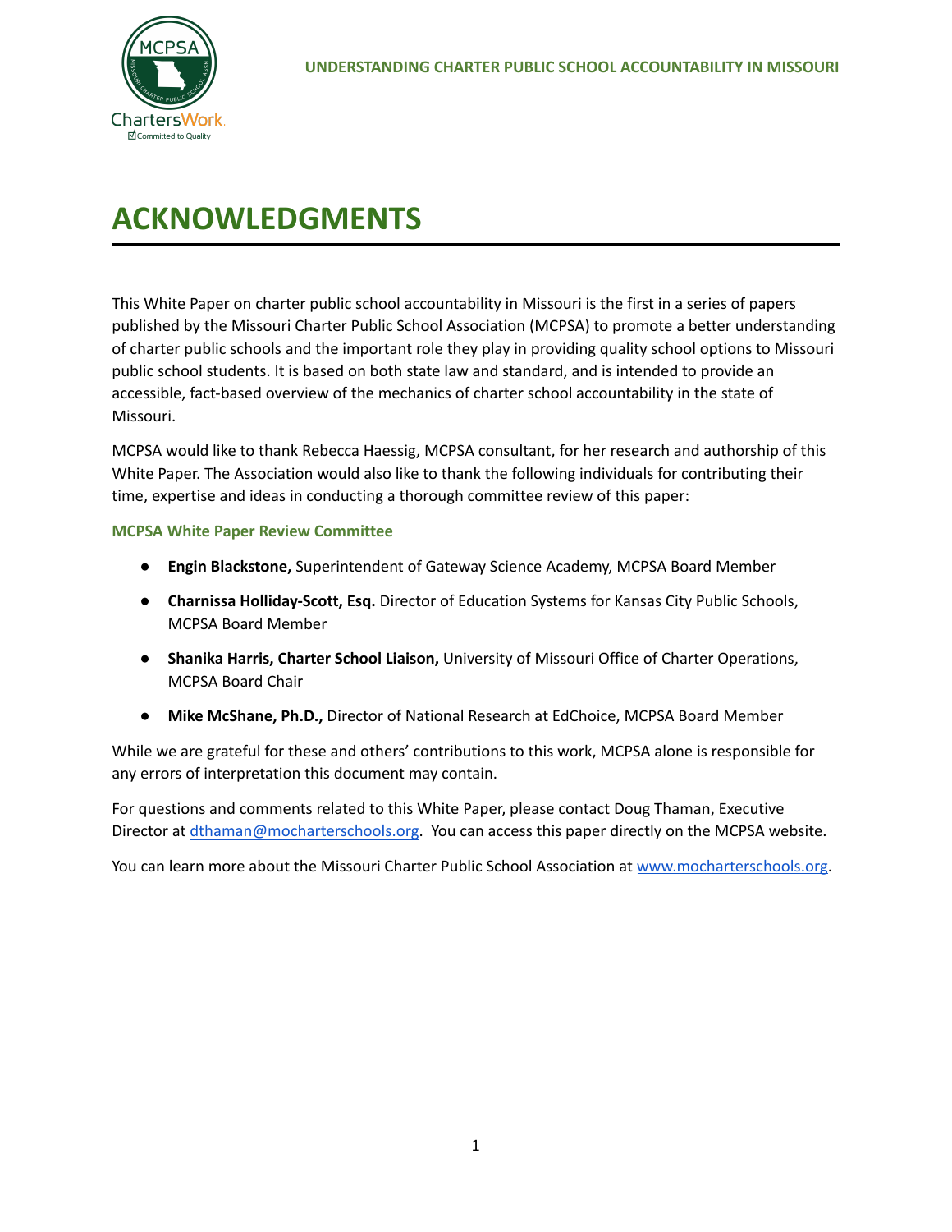# ACKNOWLEDGMENTS

This White Paper on charter public school accountability in Missouri is the first in a series of papers published by the Missouri Charter Public School Association (MCPSA) to promote a better understanding of charter public schools and the important role they play in providing quality school options to Missouri public school students. It is based on both state law and standard, and is intended to provide an accessible, fact-based overview of the mechanics of charter school accountability in the state of Missouri.

MCPSA would like to thank Rebecca Haessig, MCPSA consultant, for her research and authorship of this White Paper. The Association would also like to thank the following individuals for contributing their time, expertise and ideas in conducting a thorough committee review of this paper:

**MCPSA White Paper Review Committee**

- **Engin Blackstone,** Superintendent of Gateway Science Academy, MCPSA Board Member
- **Charnissa Holliday-Scott, Esq.** Director of Education Systems for Kansas City Public Schools, MCPSA Board Member
- **Shanika Harris, Charter School Liaison,** University of Missouri Office of Charter Operations, MCPSA Board Chair
- **Mike McShane, Ph.D.,** Director of National Research at EdChoice, MCPSA Board Member

While we are grateful for these and others' contributions to this work, MCPSA alone is responsible for any errors of interpretation this document may contain.

For questions and comments related to this White Paper, please contact Doug Thaman, Executive Director at dthaman@mocharterschools.org. You can access this paper directly on the MCPSA website.

You can learn more about the Missouri Charter Public School Association at www.mocharterschools.org.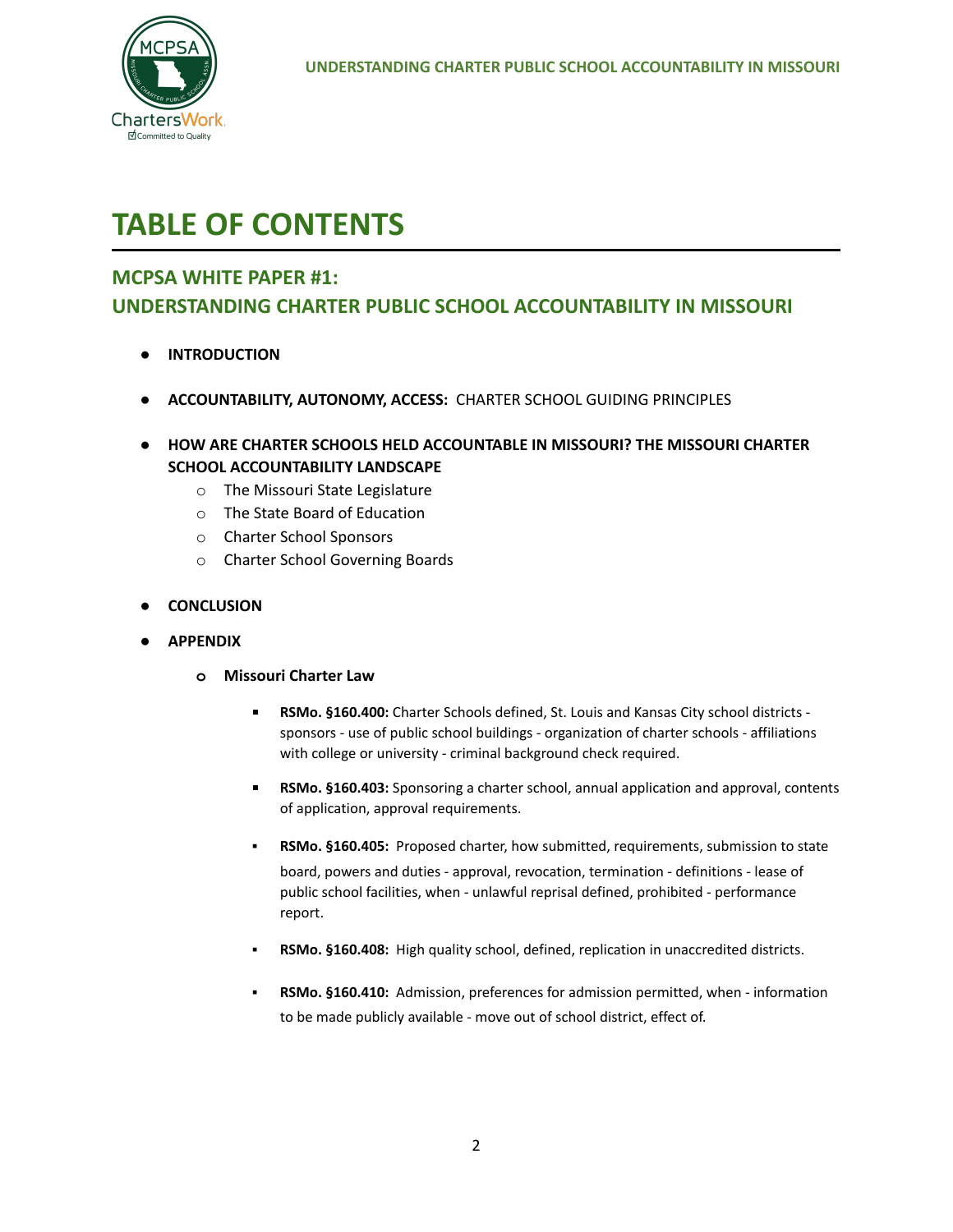# TABLE OF CONTENTS

## MCPSA WHITE PAPER #1: UNDERSTANDING CHARTER PUBLIC SCHOOL ACCOUNTABILITY IN MISSOURI

- **INTRODUCTION**
- **ACCOUNTABILITY, AUTONOMY, ACCESS:** CHARTER SCHOOL GUIDING PRINCIPLES
- **HOW ARE CHARTER SCHOOLS HELD ACCOUNTABLE IN MISSOURI? THE MISSOURI CHARTER SCHOOL ACCOUNTABILITY LANDSCAPE**
  - The Missouri State Legislature
  - The State Board of Education
  - Charter School Sponsors
  - Charter School Governing Boards
- **CONCLUSION**
- **APPENDIX**
  - **Missouri Charter Law**
    - **RSMo. §160.400:** Charter Schools defined, St. Louis and Kansas City school districts - sponsors - use of public school buildings - organization of charter schools - affiliations with college or university - criminal background check required.
    - **RSMo. §160.403:** Sponsoring a charter school, annual application and approval, contents of application, approval requirements.
    - **RSMo. §160.405:** Proposed charter, how submitted, requirements, submission to state board, powers and duties - approval, revocation, termination - definitions - lease of public school facilities, when - unlawful reprisal defined, prohibited - performance report.
    - **RSMo. §160.408:** High quality school, defined, replication in unaccredited districts.
    - **RSMo. §160.410:** Admission, preferences for admission permitted, when - information to be made publicly available - move out of school district, effect of.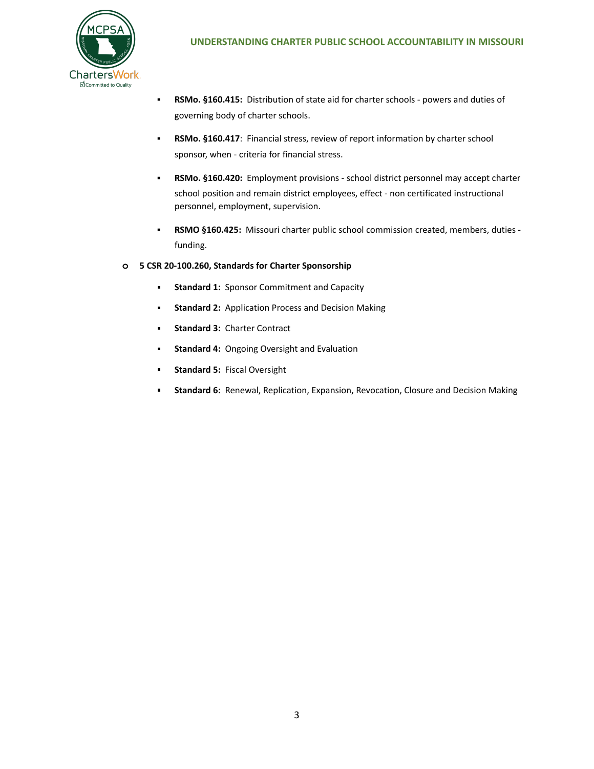- **RSMo. §160.415:** Distribution of state aid for charter schools - powers and duties of governing body of charter schools.
- **RSMo. §160.417**: Financial stress, review of report information by charter school sponsor, when - criteria for financial stress.
- **RSMo. §160.420:** Employment provisions - school district personnel may accept charter school position and remain district employees, effect - non certificated instructional personnel, employment, supervision.
- **RSMO §160.425:** Missouri charter public school commission created, members, duties - funding.

- **5 CSR 20-100.260, Standards for Charter Sponsorship**
  - **Standard 1:** Sponsor Commitment and Capacity
  - **Standard 2:** Application Process and Decision Making
  - **Standard 3:** Charter Contract
  - **Standard 4:** Ongoing Oversight and Evaluation
  - **Standard 5:** Fiscal Oversight
  - **Standard 6:** Renewal, Replication, Expansion, Revocation, Closure and Decision Making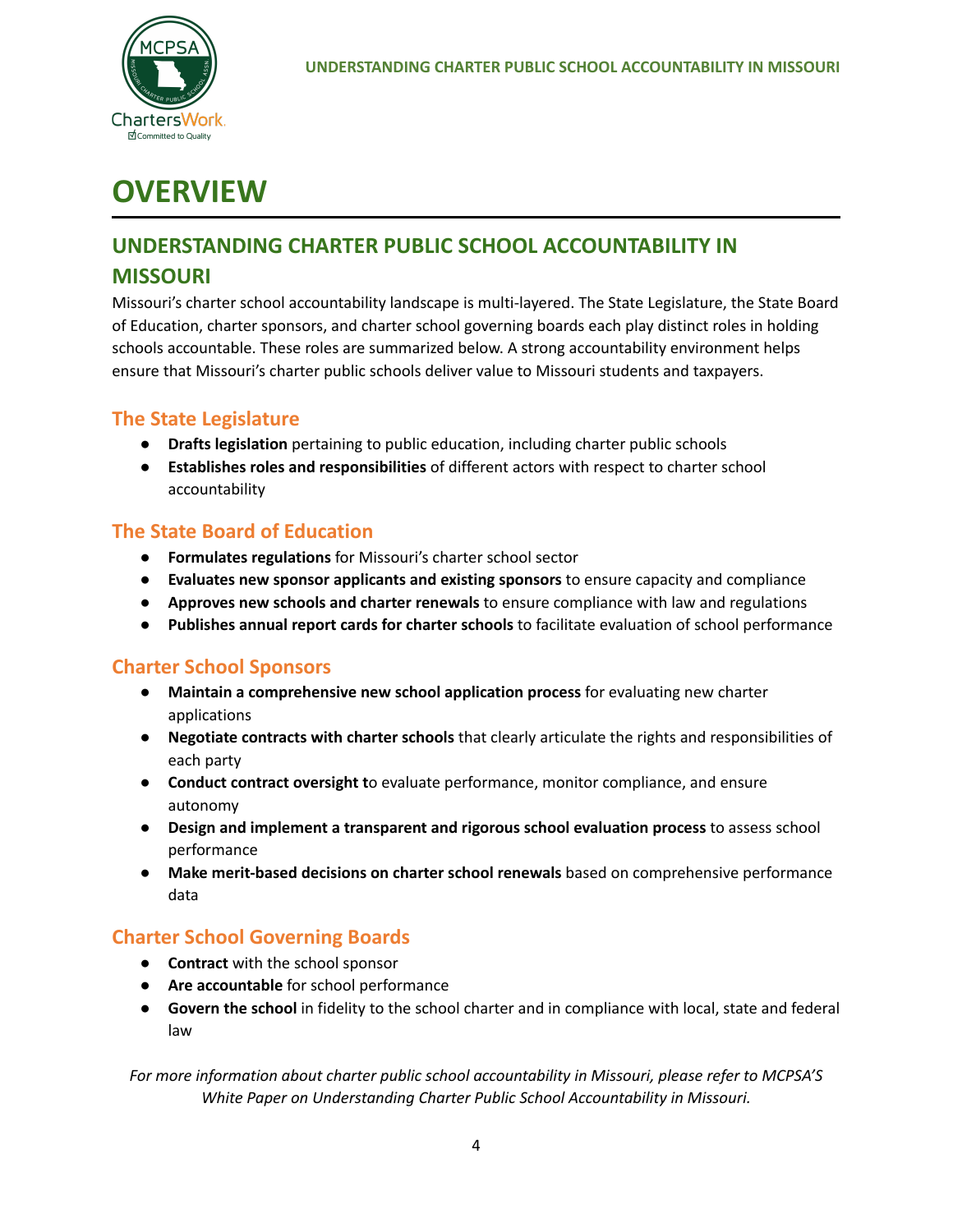# OVERVIEW

## UNDERSTANDING CHARTER PUBLIC SCHOOL ACCOUNTABILITY IN MISSOURI

Missouri's charter school accountability landscape is multi-layered. The State Legislature, the State Board of Education, charter sponsors, and charter school governing boards each play distinct roles in holding schools accountable. These roles are summarized below. A strong accountability environment helps ensure that Missouri's charter public schools deliver value to Missouri students and taxpayers.

### The State Legislature

- **Drafts legislation** pertaining to public education, including charter public schools
- **Establishes roles and responsibilities** of different actors with respect to charter school accountability

### The State Board of Education

- **Formulates regulations** for Missouri's charter school sector
- **Evaluates new sponsor applicants and existing sponsors** to ensure capacity and compliance
- **Approves new schools and charter renewals** to ensure compliance with law and regulations
- **Publishes annual report cards for charter schools** to facilitate evaluation of school performance

### Charter School Sponsors

- **Maintain a comprehensive new school application process** for evaluating new charter applications
- **Negotiate contracts with charter schools** that clearly articulate the rights and responsibilities of each party
- **Conduct contract oversight t**o evaluate performance, monitor compliance, and ensure autonomy
- **Design and implement a transparent and rigorous school evaluation process** to assess school performance
- **Make merit-based decisions on charter school renewals** based on comprehensive performance data

### Charter School Governing Boards

- **Contract** with the school sponsor
- **Are accountable** for school performance
- **Govern the school** in fidelity to the school charter and in compliance with local, state and federal law

*For more information about charter public school accountability in Missouri, please refer to MCPSA'S White Paper on Understanding Charter Public School Accountability in Missouri.*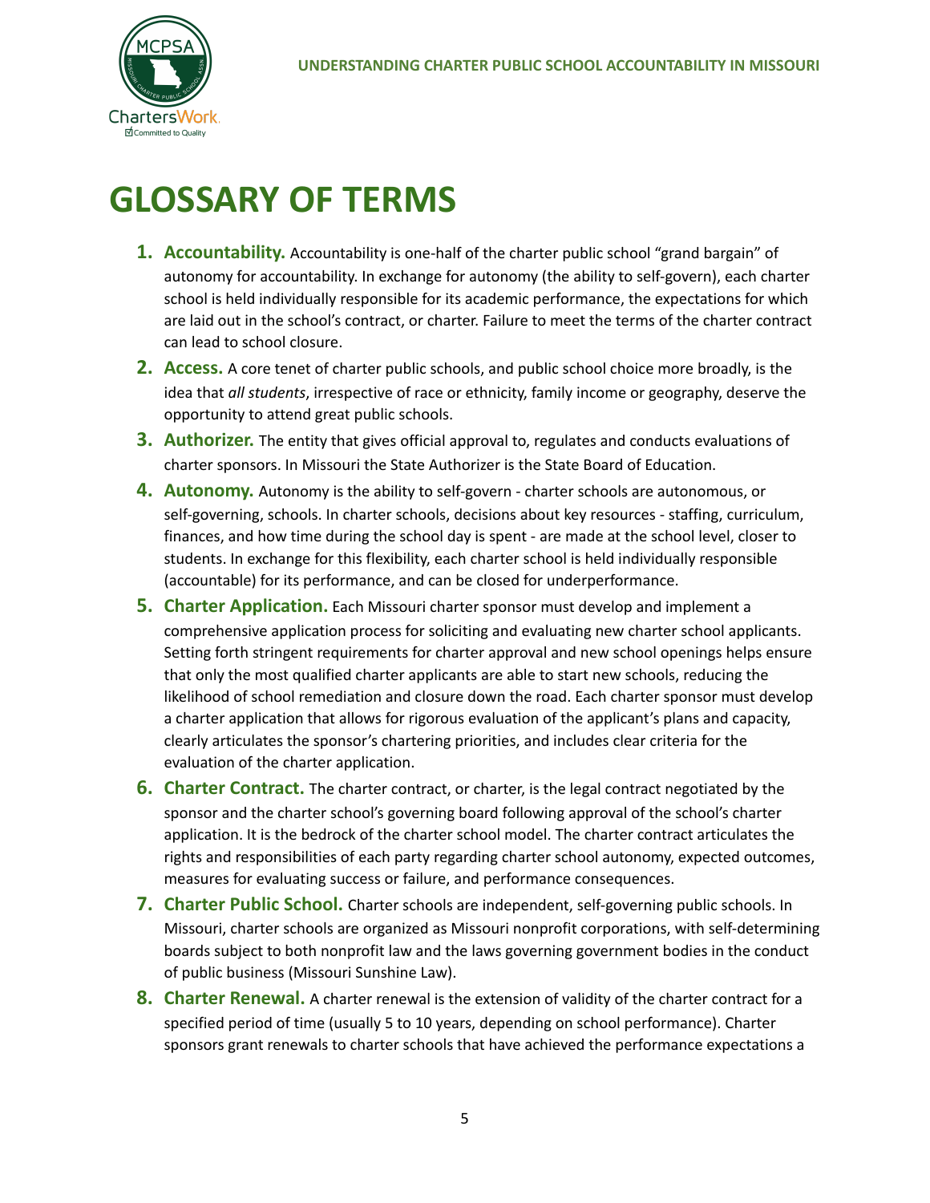# GLOSSARY OF TERMS

1. **Accountability.** Accountability is one-half of the charter public school "grand bargain" of autonomy for accountability. In exchange for autonomy (the ability to self-govern), each charter school is held individually responsible for its academic performance, the expectations for which are laid out in the school's contract, or charter. Failure to meet the terms of the charter contract can lead to school closure.
2. **Access.** A core tenet of charter public schools, and public school choice more broadly, is the idea that *all students*, irrespective of race or ethnicity, family income or geography, deserve the opportunity to attend great public schools.
3. **Authorizer.** The entity that gives official approval to, regulates and conducts evaluations of charter sponsors. In Missouri the State Authorizer is the State Board of Education.
4. **Autonomy.** Autonomy is the ability to self-govern - charter schools are autonomous, or self-governing, schools. In charter schools, decisions about key resources - staffing, curriculum, finances, and how time during the school day is spent - are made at the school level, closer to students. In exchange for this flexibility, each charter school is held individually responsible (accountable) for its performance, and can be closed for underperformance.
5. **Charter Application.** Each Missouri charter sponsor must develop and implement a comprehensive application process for soliciting and evaluating new charter school applicants. Setting forth stringent requirements for charter approval and new school openings helps ensure that only the most qualified charter applicants are able to start new schools, reducing the likelihood of school remediation and closure down the road. Each charter sponsor must develop a charter application that allows for rigorous evaluation of the applicant's plans and capacity, clearly articulates the sponsor's chartering priorities, and includes clear criteria for the evaluation of the charter application.
6. **Charter Contract.** The charter contract, or charter, is the legal contract negotiated by the sponsor and the charter school's governing board following approval of the school's charter application. It is the bedrock of the charter school model. The charter contract articulates the rights and responsibilities of each party regarding charter school autonomy, expected outcomes, measures for evaluating success or failure, and performance consequences.
7. **Charter Public School.** Charter schools are independent, self-governing public schools. In Missouri, charter schools are organized as Missouri nonprofit corporations, with self-determining boards subject to both nonprofit law and the laws governing government bodies in the conduct of public business (Missouri Sunshine Law).
8. **Charter Renewal.** A charter renewal is the extension of validity of the charter contract for a specified period of time (usually 5 to 10 years, depending on school performance). Charter sponsors grant renewals to charter schools that have achieved the performance expectations a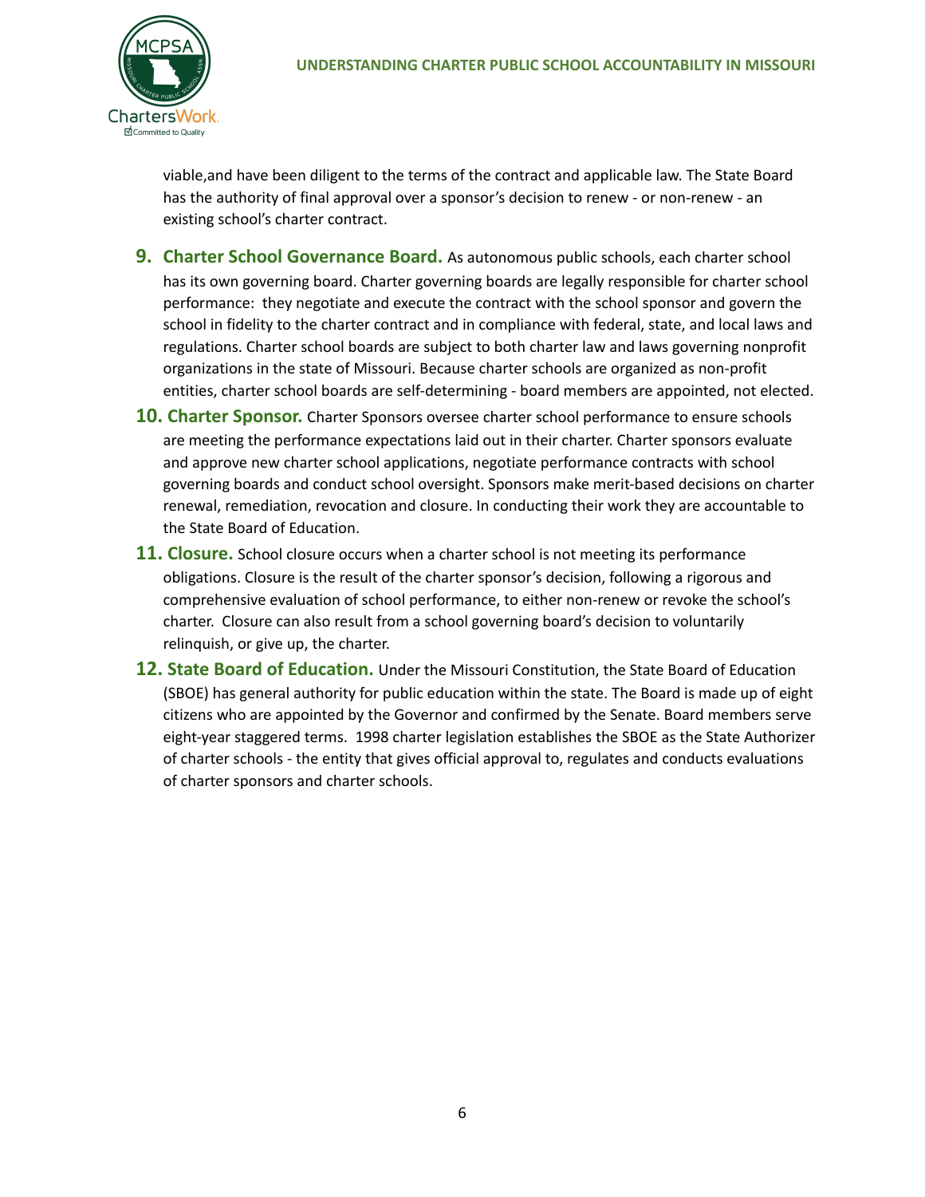viable,and have been diligent to the terms of the contract and applicable law. The State Board has the authority of final approval over a sponsor's decision to renew - or non-renew - an existing school's charter contract.

9. **Charter School Governance Board.** As autonomous public schools, each charter school has its own governing board. Charter governing boards are legally responsible for charter school performance: they negotiate and execute the contract with the school sponsor and govern the school in fidelity to the charter contract and in compliance with federal, state, and local laws and regulations. Charter school boards are subject to both charter law and laws governing nonprofit organizations in the state of Missouri. Because charter schools are organized as non-profit entities, charter school boards are self-determining - board members are appointed, not elected.
10. **Charter Sponsor.** Charter Sponsors oversee charter school performance to ensure schools are meeting the performance expectations laid out in their charter. Charter sponsors evaluate and approve new charter school applications, negotiate performance contracts with school governing boards and conduct school oversight. Sponsors make merit-based decisions on charter renewal, remediation, revocation and closure. In conducting their work they are accountable to the State Board of Education.
11. **Closure.** School closure occurs when a charter school is not meeting its performance obligations. Closure is the result of the charter sponsor's decision, following a rigorous and comprehensive evaluation of school performance, to either non-renew or revoke the school's charter. Closure can also result from a school governing board's decision to voluntarily relinquish, or give up, the charter.
12. **State Board of Education.** Under the Missouri Constitution, the State Board of Education (SBOE) has general authority for public education within the state. The Board is made up of eight citizens who are appointed by the Governor and confirmed by the Senate. Board members serve eight-year staggered terms. 1998 charter legislation establishes the SBOE as the State Authorizer of charter schools - the entity that gives official approval to, regulates and conducts evaluations of charter sponsors and charter schools.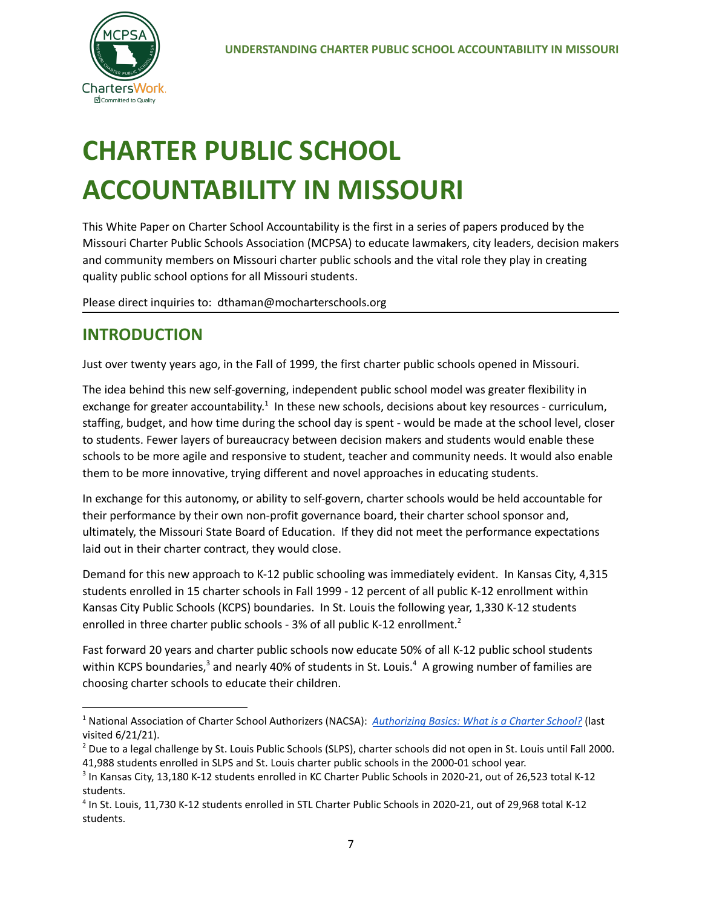# CHARTER PUBLIC SCHOOL ACCOUNTABILITY IN MISSOURI

This White Paper on Charter School Accountability is the first in a series of papers produced by the Missouri Charter Public Schools Association (MCPSA) to educate lawmakers, city leaders, decision makers and community members on Missouri charter public schools and the vital role they play in creating quality public school options for all Missouri students.

Please direct inquiries to: dthaman@mocharterschools.org

## INTRODUCTION

Just over twenty years ago, in the Fall of 1999, the first charter public schools opened in Missouri.

The idea behind this new self-governing, independent public school model was greater flexibility in exchange for greater accountability.[1] In these new schools, decisions about key resources - curriculum, staffing, budget, and how time during the school day is spent - would be made at the school level, closer to students. Fewer layers of bureaucracy between decision makers and students would enable these schools to be more agile and responsive to student, teacher and community needs. It would also enable them to be more innovative, trying different and novel approaches in educating students.

In exchange for this autonomy, or ability to self-govern, charter schools would be held accountable for their performance by their own non-profit governance board, their charter school sponsor and, ultimately, the Missouri State Board of Education. If they did not meet the performance expectations laid out in their charter contract, they would close.

Demand for this new approach to K-12 public schooling was immediately evident. In Kansas City, 4,315 students enrolled in 15 charter schools in Fall 1999 - 12 percent of all public K-12 enrollment within Kansas City Public Schools (KCPS) boundaries. In St. Louis the following year, 1,330 K-12 students enrolled in three charter public schools - 3% of all public K-12 enrollment.[2]

Fast forward 20 years and charter public schools now educate 50% of all K-12 public school students within KCPS boundaries,[3] and nearly 40% of students in St. Louis.[4] A growing number of families are choosing charter schools to educate their children.

---

[1] National Association of Charter School Authorizers (NACSA): *Authorizing Basics: What is a Charter School?* (last visited 6/21/21).

[2] Due to a legal challenge by St. Louis Public Schools (SLPS), charter schools did not open in St. Louis until Fall 2000. 41,988 students enrolled in SLPS and St. Louis charter public schools in the 2000-01 school year.

[3] In Kansas City, 13,180 K-12 students enrolled in KC Charter Public Schools in 2020-21, out of 26,523 total K-12 students.

[4] In St. Louis, 11,730 K-12 students enrolled in STL Charter Public Schools in 2020-21, out of 29,968 total K-12 students.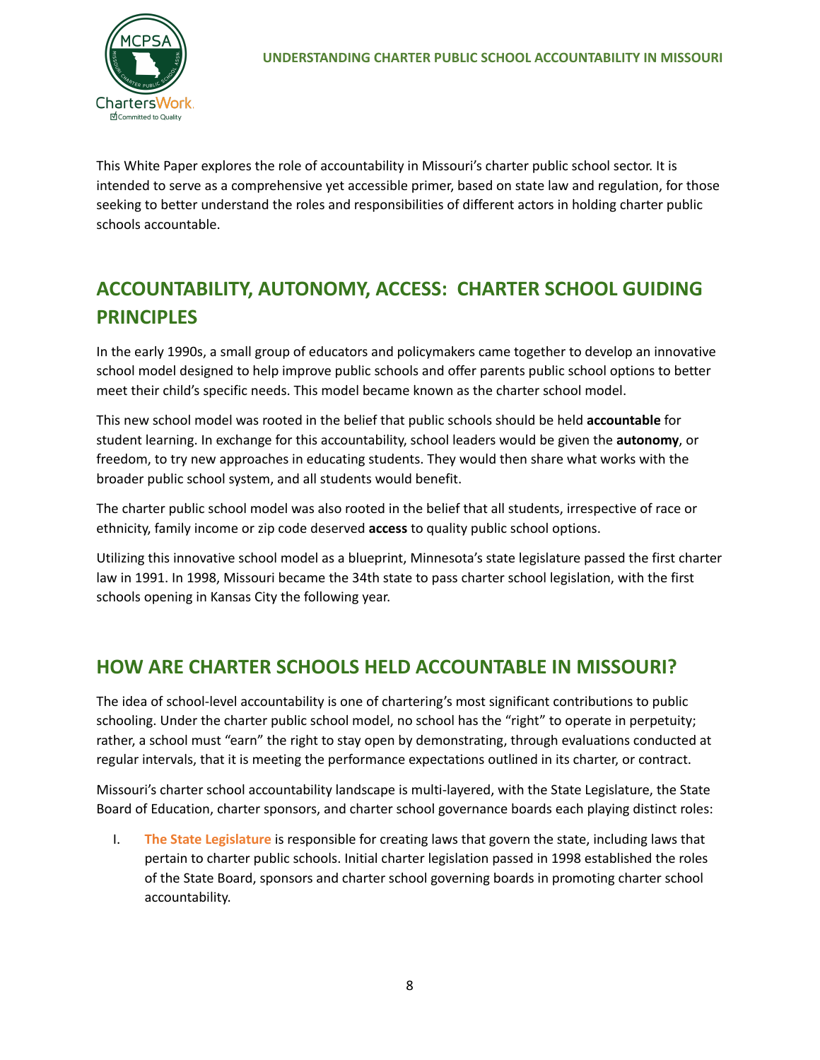This White Paper explores the role of accountability in Missouri's charter public school sector. It is intended to serve as a comprehensive yet accessible primer, based on state law and regulation, for those seeking to better understand the roles and responsibilities of different actors in holding charter public schools accountable.

## ACCOUNTABILITY, AUTONOMY, ACCESS: CHARTER SCHOOL GUIDING PRINCIPLES

In the early 1990s, a small group of educators and policymakers came together to develop an innovative school model designed to help improve public schools and offer parents public school options to better meet their child's specific needs. This model became known as the charter school model.

This new school model was rooted in the belief that public schools should be held **accountable** for student learning. In exchange for this accountability, school leaders would be given the **autonomy**, or freedom, to try new approaches in educating students. They would then share what works with the broader public school system, and all students would benefit.

The charter public school model was also rooted in the belief that all students, irrespective of race or ethnicity, family income or zip code deserved **access** to quality public school options.

Utilizing this innovative school model as a blueprint, Minnesota's state legislature passed the first charter law in 1991. In 1998, Missouri became the 34th state to pass charter school legislation, with the first schools opening in Kansas City the following year.

## HOW ARE CHARTER SCHOOLS HELD ACCOUNTABLE IN MISSOURI?

The idea of school-level accountability is one of chartering's most significant contributions to public schooling. Under the charter public school model, no school has the "right" to operate in perpetuity; rather, a school must "earn" the right to stay open by demonstrating, through evaluations conducted at regular intervals, that it is meeting the performance expectations outlined in its charter, or contract.

Missouri's charter school accountability landscape is multi-layered, with the State Legislature, the State Board of Education, charter sponsors, and charter school governance boards each playing distinct roles:

I. **The State Legislature** is responsible for creating laws that govern the state, including laws that pertain to charter public schools. Initial charter legislation passed in 1998 established the roles of the State Board, sponsors and charter school governing boards in promoting charter school accountability.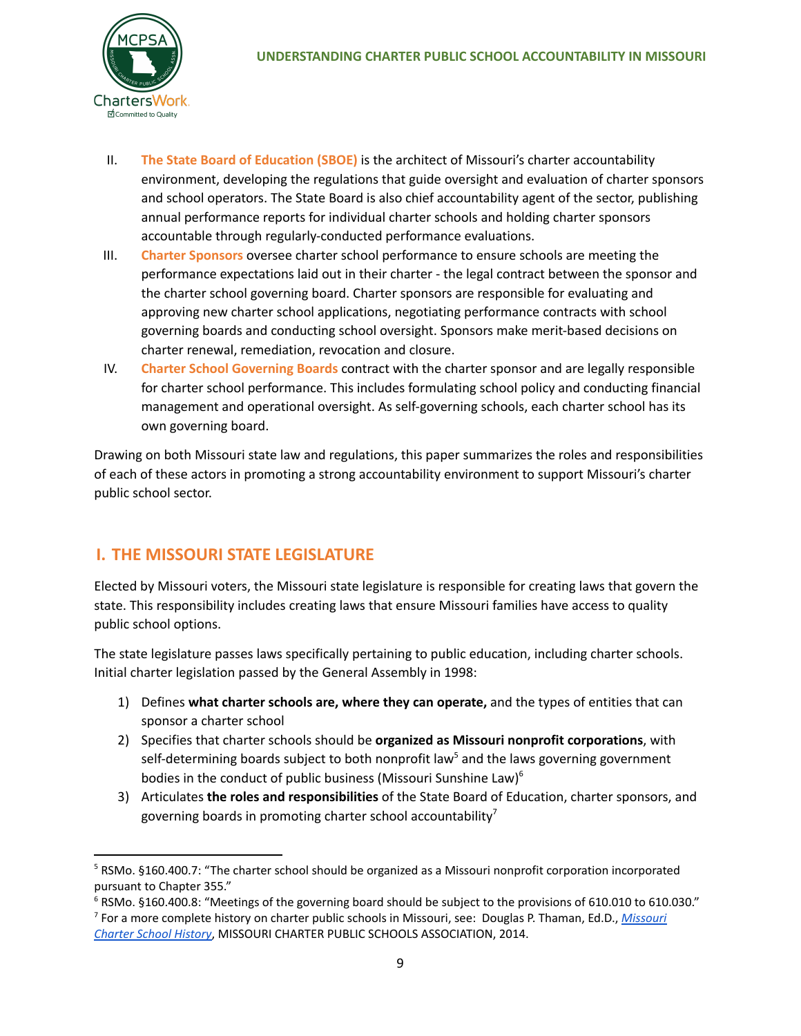II. **The State Board of Education (SBOE)** is the architect of Missouri's charter accountability environment, developing the regulations that guide oversight and evaluation of charter sponsors and school operators. The State Board is also chief accountability agent of the sector, publishing annual performance reports for individual charter schools and holding charter sponsors accountable through regularly-conducted performance evaluations.

III. **Charter Sponsors** oversee charter school performance to ensure schools are meeting the performance expectations laid out in their charter - the legal contract between the sponsor and the charter school governing board. Charter sponsors are responsible for evaluating and approving new charter school applications, negotiating performance contracts with school governing boards and conducting school oversight. Sponsors make merit-based decisions on charter renewal, remediation, revocation and closure.

IV. **Charter School Governing Boards** contract with the charter sponsor and are legally responsible for charter school performance. This includes formulating school policy and conducting financial management and operational oversight. As self-governing schools, each charter school has its own governing board.

Drawing on both Missouri state law and regulations, this paper summarizes the roles and responsibilities of each of these actors in promoting a strong accountability environment to support Missouri's charter public school sector.

## I. THE MISSOURI STATE LEGISLATURE

Elected by Missouri voters, the Missouri state legislature is responsible for creating laws that govern the state. This responsibility includes creating laws that ensure Missouri families have access to quality public school options.

The state legislature passes laws specifically pertaining to public education, including charter schools. Initial charter legislation passed by the General Assembly in 1998:

1) Defines **what charter schools are, where they can operate,** and the types of entities that can sponsor a charter school
2) Specifies that charter schools should be **organized as Missouri nonprofit corporations**, with self-determining boards subject to both nonprofit law[5] and the laws governing government bodies in the conduct of public business (Missouri Sunshine Law)[6]
3) Articulates **the roles and responsibilities** of the State Board of Education, charter sponsors, and governing boards in promoting charter school accountability[7]

---

[5] RSMo. §160.400.7: "The charter school should be organized as a Missouri nonprofit corporation incorporated pursuant to Chapter 355."

[6] RSMo. §160.400.8: "Meetings of the governing board should be subject to the provisions of 610.010 to 610.030."

[7] For a more complete history on charter public schools in Missouri, see: Douglas P. Thaman, Ed.D., *Missouri Charter School History*, MISSOURI CHARTER PUBLIC SCHOOLS ASSOCIATION, 2014.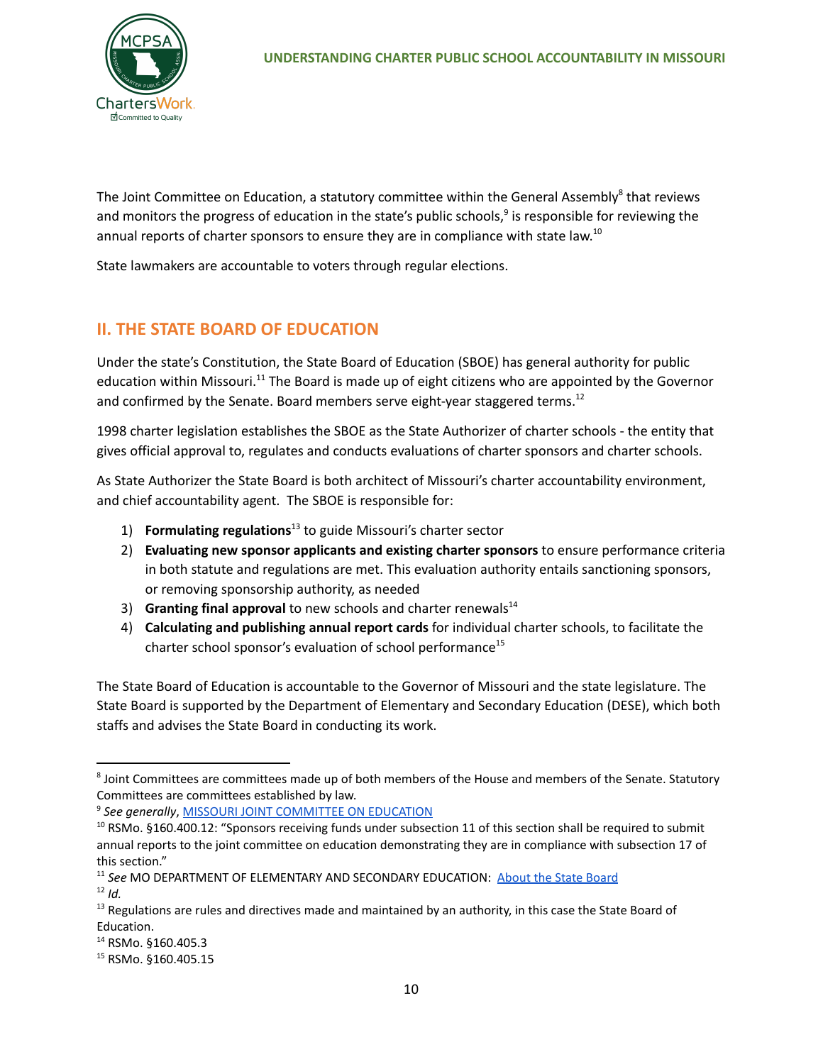The Joint Committee on Education, a statutory committee within the General Assembly[8] that reviews and monitors the progress of education in the state's public schools,[9] is responsible for reviewing the annual reports of charter sponsors to ensure they are in compliance with state law.[10]

State lawmakers are accountable to voters through regular elections.

## II. THE STATE BOARD OF EDUCATION

Under the state's Constitution, the State Board of Education (SBOE) has general authority for public education within Missouri.[11] The Board is made up of eight citizens who are appointed by the Governor and confirmed by the Senate. Board members serve eight-year staggered terms.[12]

1998 charter legislation establishes the SBOE as the State Authorizer of charter schools - the entity that gives official approval to, regulates and conducts evaluations of charter sponsors and charter schools.

As State Authorizer the State Board is both architect of Missouri's charter accountability environment, and chief accountability agent. The SBOE is responsible for:

1) **Formulating regulations**[13] to guide Missouri's charter sector
2) **Evaluating new sponsor applicants and existing charter sponsors** to ensure performance criteria in both statute and regulations are met. This evaluation authority entails sanctioning sponsors, or removing sponsorship authority, as needed
3) **Granting final approval** to new schools and charter renewals[14]
4) **Calculating and publishing annual report cards** for individual charter schools, to facilitate the charter school sponsor's evaluation of school performance[15]

The State Board of Education is accountable to the Governor of Missouri and the state legislature. The State Board is supported by the Department of Elementary and Secondary Education (DESE), which both staffs and advises the State Board in conducting its work.

---

[8] Joint Committees are committees made up of both members of the House and members of the Senate. Statutory Committees are committees established by law.

[9] *See generally*, MISSOURI JOINT COMMITTEE ON EDUCATION

[10] RSMo. §160.400.12: "Sponsors receiving funds under subsection 11 of this section shall be required to submit annual reports to the joint committee on education demonstrating they are in compliance with subsection 17 of this section."

[11] *See* MO DEPARTMENT OF ELEMENTARY AND SECONDARY EDUCATION: About the State Board

[12] *Id.*

[13] Regulations are rules and directives made and maintained by an authority, in this case the State Board of Education.

[14] RSMo. §160.405.3

[15] RSMo. §160.405.15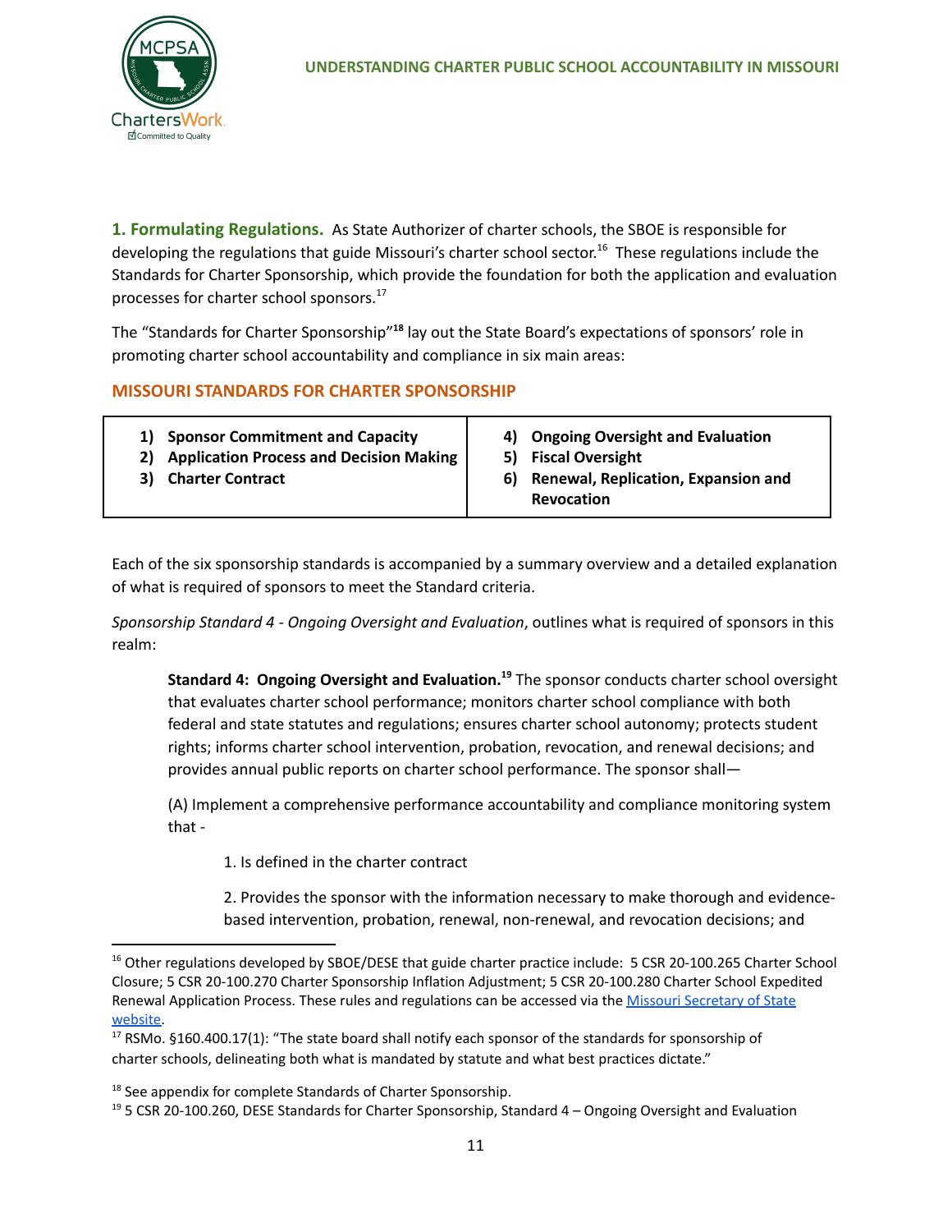**1. Formulating Regulations.** As State Authorizer of charter schools, the SBOE is responsible for developing the regulations that guide Missouri's charter school sector.[16] These regulations include the Standards for Charter Sponsorship, which provide the foundation for both the application and evaluation processes for charter school sponsors.[17]

The "Standards for Charter Sponsorship"[18] lay out the State Board's expectations of sponsors' role in promoting charter school accountability and compliance in six main areas:

### MISSOURI STANDARDS FOR CHARTER SPONSORSHIP

| | |
|---|---|
| **1) Sponsor Commitment and Capacity**<br>**2) Application Process and Decision Making**<br>**3) Charter Contract** | **4) Ongoing Oversight and Evaluation**<br>**5) Fiscal Oversight**<br>**6) Renewal, Replication, Expansion and Revocation** |

Each of the six sponsorship standards is accompanied by a summary overview and a detailed explanation of what is required of sponsors to meet the Standard criteria.

*Sponsorship Standard 4 - Ongoing Oversight and Evaluation*, outlines what is required of sponsors in this realm:

> **Standard 4: Ongoing Oversight and Evaluation.**[19] The sponsor conducts charter school oversight that evaluates charter school performance; monitors charter school compliance with both federal and state statutes and regulations; ensures charter school autonomy; protects student rights; informs charter school intervention, probation, revocation, and renewal decisions; and provides annual public reports on charter school performance. The sponsor shall—
>
> (A) Implement a comprehensive performance accountability and compliance monitoring system that -
>
> 1. Is defined in the charter contract
>
> 2. Provides the sponsor with the information necessary to make thorough and evidence-based intervention, probation, renewal, non-renewal, and revocation decisions; and

---

[16] Other regulations developed by SBOE/DESE that guide charter practice include: 5 CSR 20-100.265 Charter School Closure; 5 CSR 20-100.270 Charter Sponsorship Inflation Adjustment; 5 CSR 20-100.280 Charter School Expedited Renewal Application Process. These rules and regulations can be accessed via the Missouri Secretary of State website.

[17] RSMo. §160.400.17(1): "The state board shall notify each sponsor of the standards for sponsorship of charter schools, delineating both what is mandated by statute and what best practices dictate."

[18] See appendix for complete Standards of Charter Sponsorship.

[19] 5 CSR 20-100.260, DESE Standards for Charter Sponsorship, Standard 4 – Ongoing Oversight and Evaluation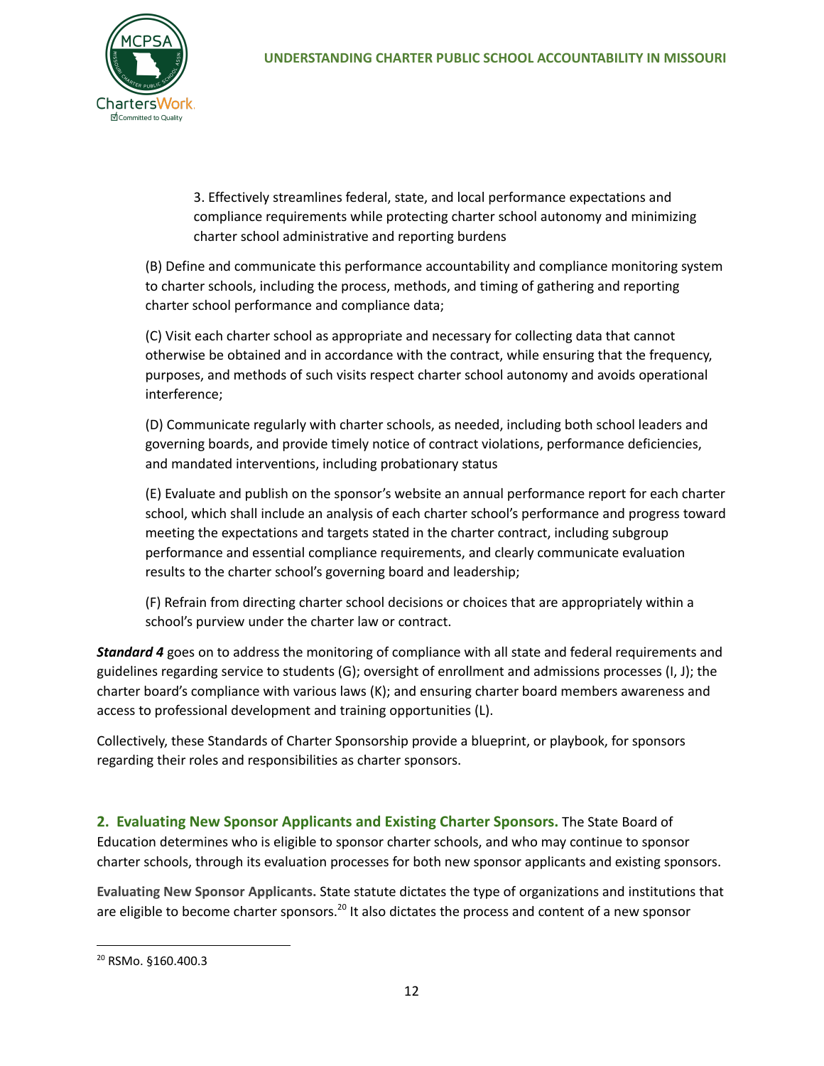3. Effectively streamlines federal, state, and local performance expectations and compliance requirements while protecting charter school autonomy and minimizing charter school administrative and reporting burdens

(B) Define and communicate this performance accountability and compliance monitoring system to charter schools, including the process, methods, and timing of gathering and reporting charter school performance and compliance data;

(C) Visit each charter school as appropriate and necessary for collecting data that cannot otherwise be obtained and in accordance with the contract, while ensuring that the frequency, purposes, and methods of such visits respect charter school autonomy and avoids operational interference;

(D) Communicate regularly with charter schools, as needed, including both school leaders and governing boards, and provide timely notice of contract violations, performance deficiencies, and mandated interventions, including probationary status

(E) Evaluate and publish on the sponsor's website an annual performance report for each charter school, which shall include an analysis of each charter school's performance and progress toward meeting the expectations and targets stated in the charter contract, including subgroup performance and essential compliance requirements, and clearly communicate evaluation results to the charter school's governing board and leadership;

(F) Refrain from directing charter school decisions or choices that are appropriately within a school's purview under the charter law or contract.

***Standard 4*** goes on to address the monitoring of compliance with all state and federal requirements and guidelines regarding service to students (G); oversight of enrollment and admissions processes (I, J); the charter board's compliance with various laws (K); and ensuring charter board members awareness and access to professional development and training opportunities (L).

Collectively, these Standards of Charter Sponsorship provide a blueprint, or playbook, for sponsors regarding their roles and responsibilities as charter sponsors.

**2. Evaluating New Sponsor Applicants and Existing Charter Sponsors.** The State Board of Education determines who is eligible to sponsor charter schools, and who may continue to sponsor charter schools, through its evaluation processes for both new sponsor applicants and existing sponsors.

**Evaluating New Sponsor Applicants.** State statute dictates the type of organizations and institutions that are eligible to become charter sponsors.[20] It also dictates the process and content of a new sponsor

[20] RSMo. §160.400.3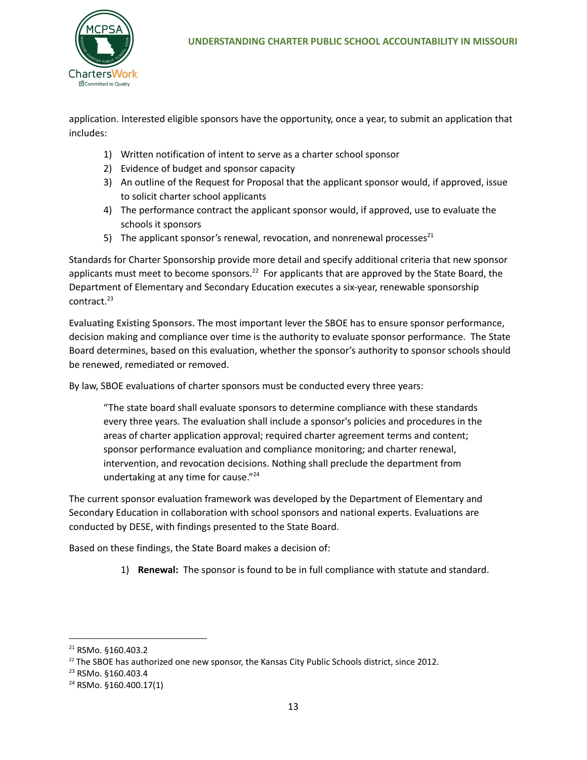application. Interested eligible sponsors have the opportunity, once a year, to submit an application that includes:

1) Written notification of intent to serve as a charter school sponsor
2) Evidence of budget and sponsor capacity
3) An outline of the Request for Proposal that the applicant sponsor would, if approved, issue to solicit charter school applicants
4) The performance contract the applicant sponsor would, if approved, use to evaluate the schools it sponsors
5) The applicant sponsor's renewal, revocation, and nonrenewal processes[21]

Standards for Charter Sponsorship provide more detail and specify additional criteria that new sponsor applicants must meet to become sponsors.[22] For applicants that are approved by the State Board, the Department of Elementary and Secondary Education executes a six-year, renewable sponsorship contract.[23]

**Evaluating Existing Sponsors.** The most important lever the SBOE has to ensure sponsor performance, decision making and compliance over time is the authority to evaluate sponsor performance. The State Board determines, based on this evaluation, whether the sponsor's authority to sponsor schools should be renewed, remediated or removed.

By law, SBOE evaluations of charter sponsors must be conducted every three years:

> "The state board shall evaluate sponsors to determine compliance with these standards every three years. The evaluation shall include a sponsor's policies and procedures in the areas of charter application approval; required charter agreement terms and content; sponsor performance evaluation and compliance monitoring; and charter renewal, intervention, and revocation decisions. Nothing shall preclude the department from undertaking at any time for cause."[24]

The current sponsor evaluation framework was developed by the Department of Elementary and Secondary Education in collaboration with school sponsors and national experts. Evaluations are conducted by DESE, with findings presented to the State Board.

Based on these findings, the State Board makes a decision of:

1) **Renewal:** The sponsor is found to be in full compliance with statute and standard.

---

[21] RSMo. §160.403.2

[22] The SBOE has authorized one new sponsor, the Kansas City Public Schools district, since 2012.

[23] RSMo. §160.403.4

[24] RSMo. §160.400.17(1)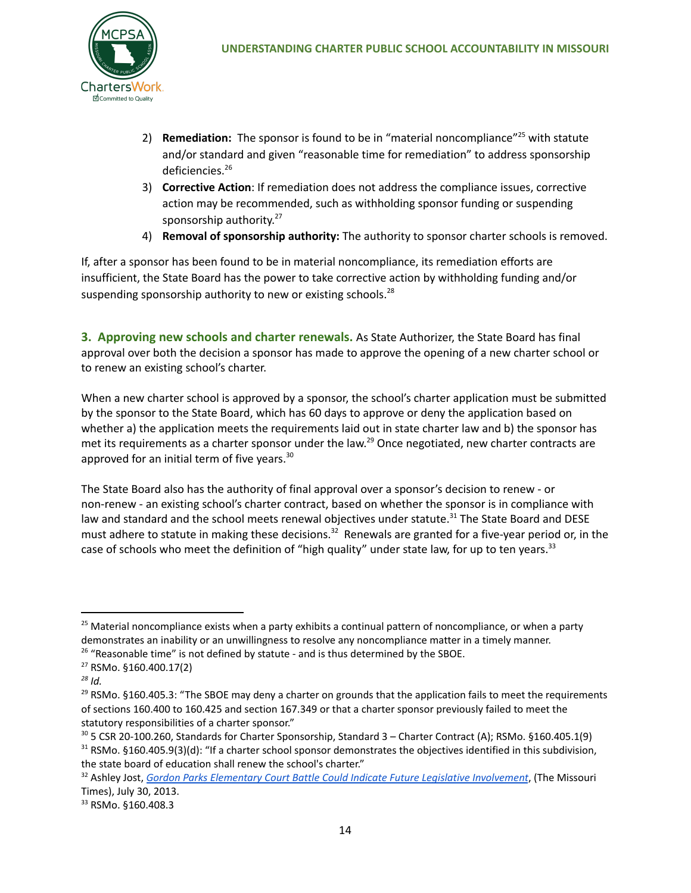2) **Remediation:** The sponsor is found to be in "material noncompliance"[25] with statute and/or standard and given "reasonable time for remediation" to address sponsorship deficiencies.[26]
3) **Corrective Action**: If remediation does not address the compliance issues, corrective action may be recommended, such as withholding sponsor funding or suspending sponsorship authority.[27]
4) **Removal of sponsorship authority:** The authority to sponsor charter schools is removed.

If, after a sponsor has been found to be in material noncompliance, its remediation efforts are insufficient, the State Board has the power to take corrective action by withholding funding and/or suspending sponsorship authority to new or existing schools.[28]

**3. Approving new schools and charter renewals.** As State Authorizer, the State Board has final approval over both the decision a sponsor has made to approve the opening of a new charter school or to renew an existing school's charter.

When a new charter school is approved by a sponsor, the school's charter application must be submitted by the sponsor to the State Board, which has 60 days to approve or deny the application based on whether a) the application meets the requirements laid out in state charter law and b) the sponsor has met its requirements as a charter sponsor under the law.[29] Once negotiated, new charter contracts are approved for an initial term of five years.[30]

The State Board also has the authority of final approval over a sponsor's decision to renew - or non-renew - an existing school's charter contract, based on whether the sponsor is in compliance with law and standard and the school meets renewal objectives under statute.[31] The State Board and DESE must adhere to statute in making these decisions.[32] Renewals are granted for a five-year period or, in the case of schools who meet the definition of "high quality" under state law, for up to ten years.[33]

---

[25] Material noncompliance exists when a party exhibits a continual pattern of noncompliance, or when a party demonstrates an inability or an unwillingness to resolve any noncompliance matter in a timely manner.
[26] "Reasonable time" is not defined by statute - and is thus determined by the SBOE.
[27] RSMo. §160.400.17(2)
[28] *Id.*
[29] RSMo. §160.405.3: "The SBOE may deny a charter on grounds that the application fails to meet the requirements of sections 160.400 to 160.425 and section 167.349 or that a charter sponsor previously failed to meet the statutory responsibilities of a charter sponsor."
[30] 5 CSR 20-100.260, Standards for Charter Sponsorship, Standard 3 – Charter Contract (A); RSMo. §160.405.1(9)
[31] RSMo. §160.405.9(3)(d): "If a charter school sponsor demonstrates the objectives identified in this subdivision, the state board of education shall renew the school's charter."
[32] Ashley Jost, *Gordon Parks Elementary Court Battle Could Indicate Future Legislative Involvement*, (The Missouri Times), July 30, 2013.
[33] RSMo. §160.408.3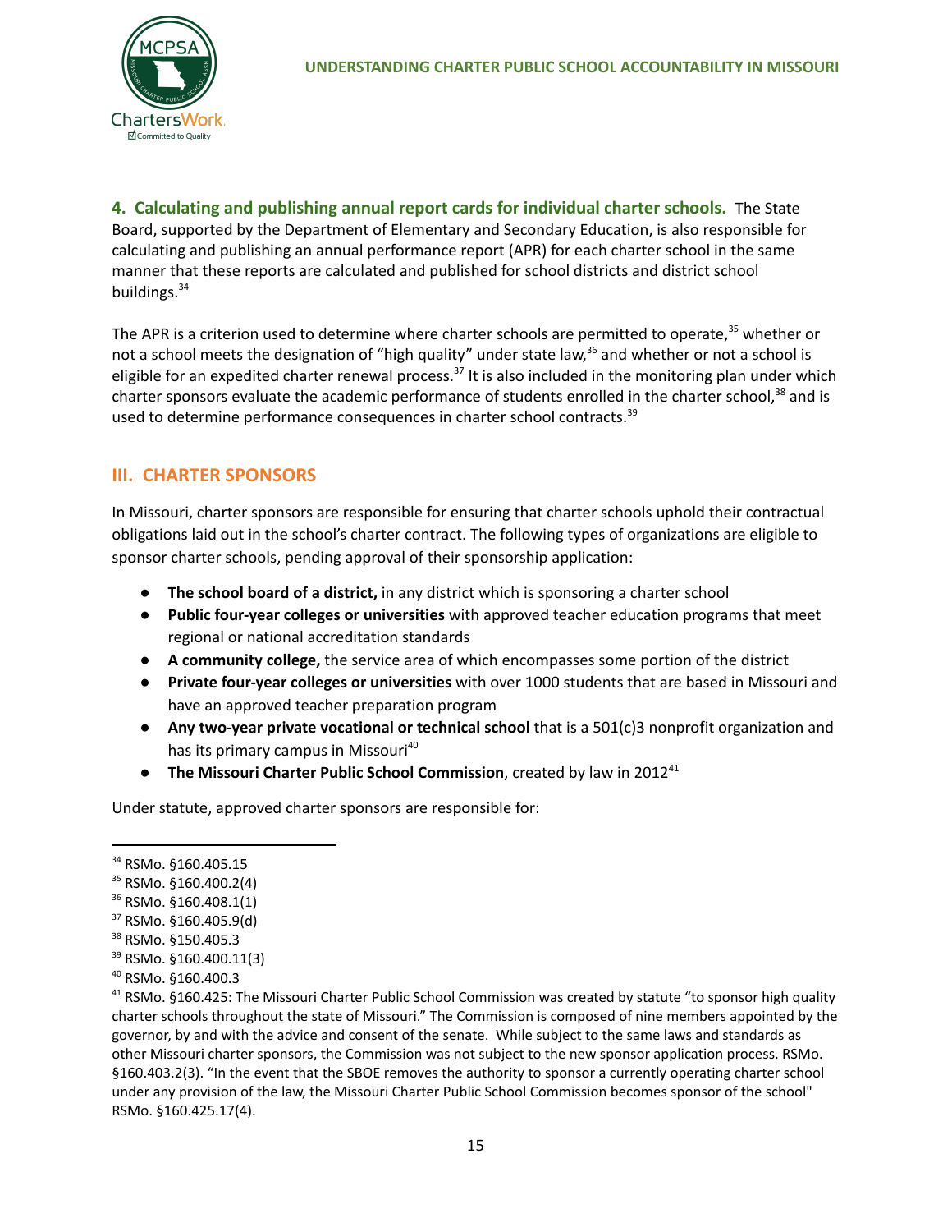**4. Calculating and publishing annual report cards for individual charter schools.** The State Board, supported by the Department of Elementary and Secondary Education, is also responsible for calculating and publishing an annual performance report (APR) for each charter school in the same manner that these reports are calculated and published for school districts and district school buildings.[34]

The APR is a criterion used to determine where charter schools are permitted to operate,[35] whether or not a school meets the designation of "high quality" under state law,[36] and whether or not a school is eligible for an expedited charter renewal process.[37] It is also included in the monitoring plan under which charter sponsors evaluate the academic performance of students enrolled in the charter school,[38] and is used to determine performance consequences in charter school contracts.[39]

## III. CHARTER SPONSORS

In Missouri, charter sponsors are responsible for ensuring that charter schools uphold their contractual obligations laid out in the school's charter contract. The following types of organizations are eligible to sponsor charter schools, pending approval of their sponsorship application:

- **The school board of a district,** in any district which is sponsoring a charter school
- **Public four-year colleges or universities** with approved teacher education programs that meet regional or national accreditation standards
- **A community college,** the service area of which encompasses some portion of the district
- **Private four-year colleges or universities** with over 1000 students that are based in Missouri and have an approved teacher preparation program
- **Any two-year private vocational or technical school** that is a 501(c)3 nonprofit organization and has its primary campus in Missouri[40]
- **The Missouri Charter Public School Commission**, created by law in 2012[41]

Under statute, approved charter sponsors are responsible for:

---

[34] RSMo. §160.405.15

[35] RSMo. §160.400.2(4)

[36] RSMo. §160.408.1(1)

[37] RSMo. §160.405.9(d)

[38] RSMo. §150.405.3

[39] RSMo. §160.400.11(3)

[40] RSMo. §160.400.3

[41] RSMo. §160.425: The Missouri Charter Public School Commission was created by statute "to sponsor high quality charter schools throughout the state of Missouri." The Commission is composed of nine members appointed by the governor, by and with the advice and consent of the senate. While subject to the same laws and standards as other Missouri charter sponsors, the Commission was not subject to the new sponsor application process. RSMo. §160.403.2(3). "In the event that the SBOE removes the authority to sponsor a currently operating charter school under any provision of the law, the Missouri Charter Public School Commission becomes sponsor of the school" RSMo. §160.425.17(4).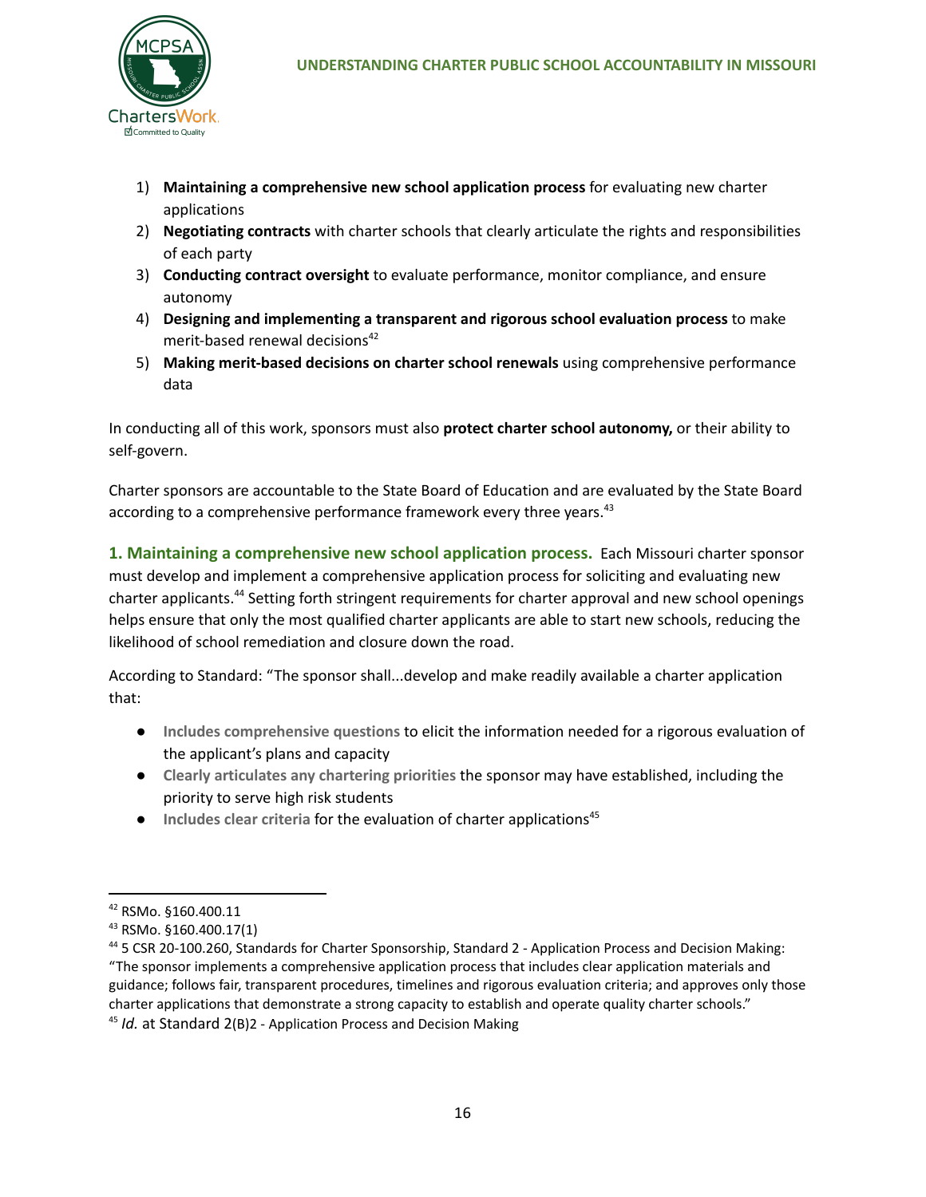1) **Maintaining a comprehensive new school application process** for evaluating new charter applications
2) **Negotiating contracts** with charter schools that clearly articulate the rights and responsibilities of each party
3) **Conducting contract oversight** to evaluate performance, monitor compliance, and ensure autonomy
4) **Designing and implementing a transparent and rigorous school evaluation process** to make merit-based renewal decisions[42]
5) **Making merit-based decisions on charter school renewals** using comprehensive performance data

In conducting all of this work, sponsors must also **protect charter school autonomy,** or their ability to self-govern.

Charter sponsors are accountable to the State Board of Education and are evaluated by the State Board according to a comprehensive performance framework every three years.[43]

**1. Maintaining a comprehensive new school application process.** Each Missouri charter sponsor must develop and implement a comprehensive application process for soliciting and evaluating new charter applicants.[44] Setting forth stringent requirements for charter approval and new school openings helps ensure that only the most qualified charter applicants are able to start new schools, reducing the likelihood of school remediation and closure down the road.

According to Standard: "The sponsor shall...develop and make readily available a charter application that:

- **Includes comprehensive questions** to elicit the information needed for a rigorous evaluation of the applicant's plans and capacity
- **Clearly articulates any chartering priorities** the sponsor may have established, including the priority to serve high risk students
- **Includes clear criteria** for the evaluation of charter applications[45]

---

[42] RSMo. §160.400.11

[43] RSMo. §160.400.17(1)

[44] 5 CSR 20-100.260, Standards for Charter Sponsorship, Standard 2 - Application Process and Decision Making: "The sponsor implements a comprehensive application process that includes clear application materials and guidance; follows fair, transparent procedures, timelines and rigorous evaluation criteria; and approves only those charter applications that demonstrate a strong capacity to establish and operate quality charter schools."

[45] *Id.* at Standard 2(B)2 - Application Process and Decision Making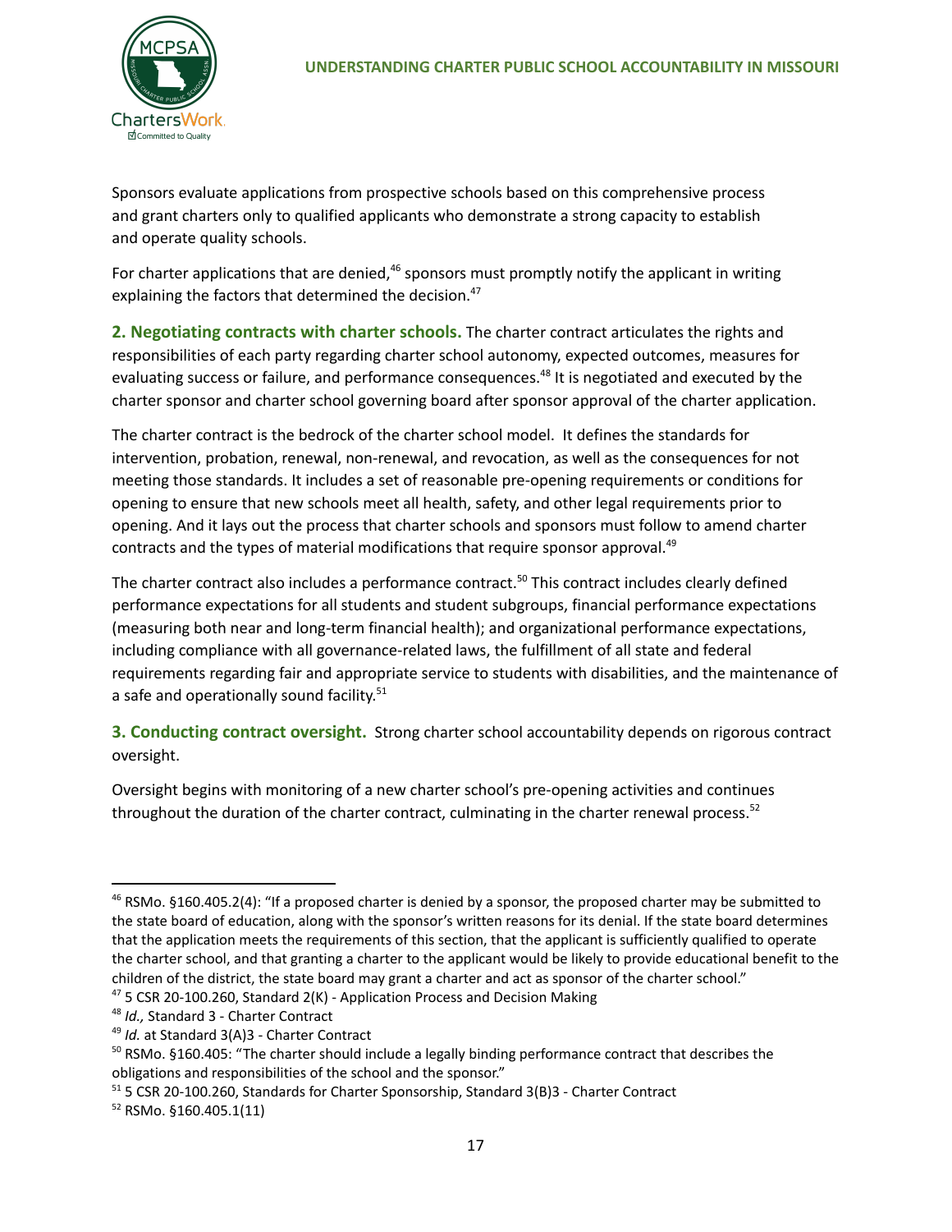Sponsors evaluate applications from prospective schools based on this comprehensive process and grant charters only to qualified applicants who demonstrate a strong capacity to establish and operate quality schools.

For charter applications that are denied,[46] sponsors must promptly notify the applicant in writing explaining the factors that determined the decision.[47]

**2. Negotiating contracts with charter schools.** The charter contract articulates the rights and responsibilities of each party regarding charter school autonomy, expected outcomes, measures for evaluating success or failure, and performance consequences.[48] It is negotiated and executed by the charter sponsor and charter school governing board after sponsor approval of the charter application.

The charter contract is the bedrock of the charter school model. It defines the standards for intervention, probation, renewal, non-renewal, and revocation, as well as the consequences for not meeting those standards. It includes a set of reasonable pre-opening requirements or conditions for opening to ensure that new schools meet all health, safety, and other legal requirements prior to opening. And it lays out the process that charter schools and sponsors must follow to amend charter contracts and the types of material modifications that require sponsor approval.[49]

The charter contract also includes a performance contract.[50] This contract includes clearly defined performance expectations for all students and student subgroups, financial performance expectations (measuring both near and long-term financial health); and organizational performance expectations, including compliance with all governance-related laws, the fulfillment of all state and federal requirements regarding fair and appropriate service to students with disabilities, and the maintenance of a safe and operationally sound facility.[51]

**3. Conducting contract oversight.** Strong charter school accountability depends on rigorous contract oversight.

Oversight begins with monitoring of a new charter school's pre-opening activities and continues throughout the duration of the charter contract, culminating in the charter renewal process.[52]

---

[46] RSMo. §160.405.2(4): "If a proposed charter is denied by a sponsor, the proposed charter may be submitted to the state board of education, along with the sponsor's written reasons for its denial. If the state board determines that the application meets the requirements of this section, that the applicant is sufficiently qualified to operate the charter school, and that granting a charter to the applicant would be likely to provide educational benefit to the children of the district, the state board may grant a charter and act as sponsor of the charter school."

[47] 5 CSR 20-100.260, Standard 2(K) - Application Process and Decision Making

[48] *Id.,* Standard 3 - Charter Contract

[49] *Id.* at Standard 3(A)3 - Charter Contract

[50] RSMo. §160.405: "The charter should include a legally binding performance contract that describes the obligations and responsibilities of the school and the sponsor."

[51] 5 CSR 20-100.260, Standards for Charter Sponsorship, Standard 3(B)3 - Charter Contract

[52] RSMo. §160.405.1(11)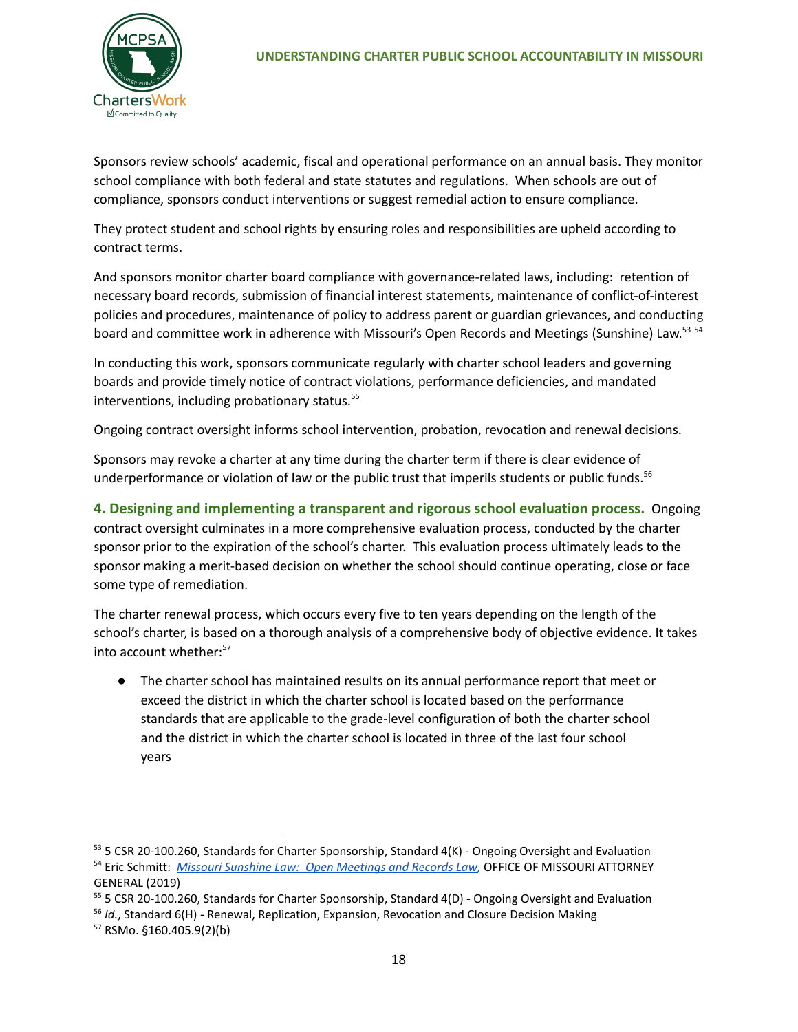Sponsors review schools' academic, fiscal and operational performance on an annual basis. They monitor school compliance with both federal and state statutes and regulations. When schools are out of compliance, sponsors conduct interventions or suggest remedial action to ensure compliance.

They protect student and school rights by ensuring roles and responsibilities are upheld according to contract terms.

And sponsors monitor charter board compliance with governance-related laws, including: retention of necessary board records, submission of financial interest statements, maintenance of conflict-of-interest policies and procedures, maintenance of policy to address parent or guardian grievances, and conducting board and committee work in adherence with Missouri's Open Records and Meetings (Sunshine) Law.[53] [54]

In conducting this work, sponsors communicate regularly with charter school leaders and governing boards and provide timely notice of contract violations, performance deficiencies, and mandated interventions, including probationary status.[55]

Ongoing contract oversight informs school intervention, probation, revocation and renewal decisions.

Sponsors may revoke a charter at any time during the charter term if there is clear evidence of underperformance or violation of law or the public trust that imperils students or public funds.[56]

**4. Designing and implementing a transparent and rigorous school evaluation process.** Ongoing contract oversight culminates in a more comprehensive evaluation process, conducted by the charter sponsor prior to the expiration of the school's charter. This evaluation process ultimately leads to the sponsor making a merit-based decision on whether the school should continue operating, close or face some type of remediation.

The charter renewal process, which occurs every five to ten years depending on the length of the school's charter, is based on a thorough analysis of a comprehensive body of objective evidence. It takes into account whether:[57]

- The charter school has maintained results on its annual performance report that meet or exceed the district in which the charter school is located based on the performance standards that are applicable to the grade-level configuration of both the charter school and the district in which the charter school is located in three of the last four school years

---

[53] 5 CSR 20-100.260, Standards for Charter Sponsorship, Standard 4(K) - Ongoing Oversight and Evaluation

[54] Eric Schmitt: *Missouri Sunshine Law: Open Meetings and Records Law*, OFFICE OF MISSOURI ATTORNEY GENERAL (2019)

[55] 5 CSR 20-100.260, Standards for Charter Sponsorship, Standard 4(D) - Ongoing Oversight and Evaluation

[56] *Id.*, Standard 6(H) - Renewal, Replication, Expansion, Revocation and Closure Decision Making

[57] RSMo. §160.405.9(2)(b)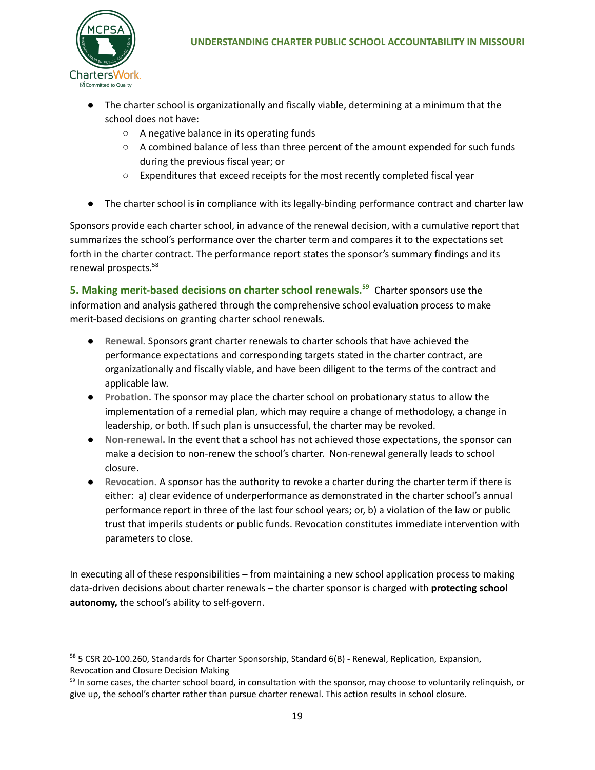- The charter school is organizationally and fiscally viable, determining at a minimum that the school does not have:
  - A negative balance in its operating funds
  - A combined balance of less than three percent of the amount expended for such funds during the previous fiscal year; or
  - Expenditures that exceed receipts for the most recently completed fiscal year

- The charter school is in compliance with its legally-binding performance contract and charter law

Sponsors provide each charter school, in advance of the renewal decision, with a cumulative report that summarizes the school's performance over the charter term and compares it to the expectations set forth in the charter contract. The performance report states the sponsor's summary findings and its renewal prospects.[58]

**5. Making merit-based decisions on charter school renewals.[59]** Charter sponsors use the information and analysis gathered through the comprehensive school evaluation process to make merit-based decisions on granting charter school renewals.

- **Renewal.** Sponsors grant charter renewals to charter schools that have achieved the performance expectations and corresponding targets stated in the charter contract, are organizationally and fiscally viable, and have been diligent to the terms of the contract and applicable law.
- **Probation.** The sponsor may place the charter school on probationary status to allow the implementation of a remedial plan, which may require a change of methodology, a change in leadership, or both. If such plan is unsuccessful, the charter may be revoked.
- **Non-renewal.** In the event that a school has not achieved those expectations, the sponsor can make a decision to non-renew the school's charter. Non-renewal generally leads to school closure.
- **Revocation.** A sponsor has the authority to revoke a charter during the charter term if there is either: a) clear evidence of underperformance as demonstrated in the charter school's annual performance report in three of the last four school years; or, b) a violation of the law or public trust that imperils students or public funds. Revocation constitutes immediate intervention with parameters to close.

In executing all of these responsibilities – from maintaining a new school application process to making data-driven decisions about charter renewals – the charter sponsor is charged with **protecting school autonomy,** the school's ability to self-govern.

---

[58] 5 CSR 20-100.260, Standards for Charter Sponsorship, Standard 6(B) - Renewal, Replication, Expansion, Revocation and Closure Decision Making

[59] In some cases, the charter school board, in consultation with the sponsor, may choose to voluntarily relinquish, or give up, the school's charter rather than pursue charter renewal. This action results in school closure.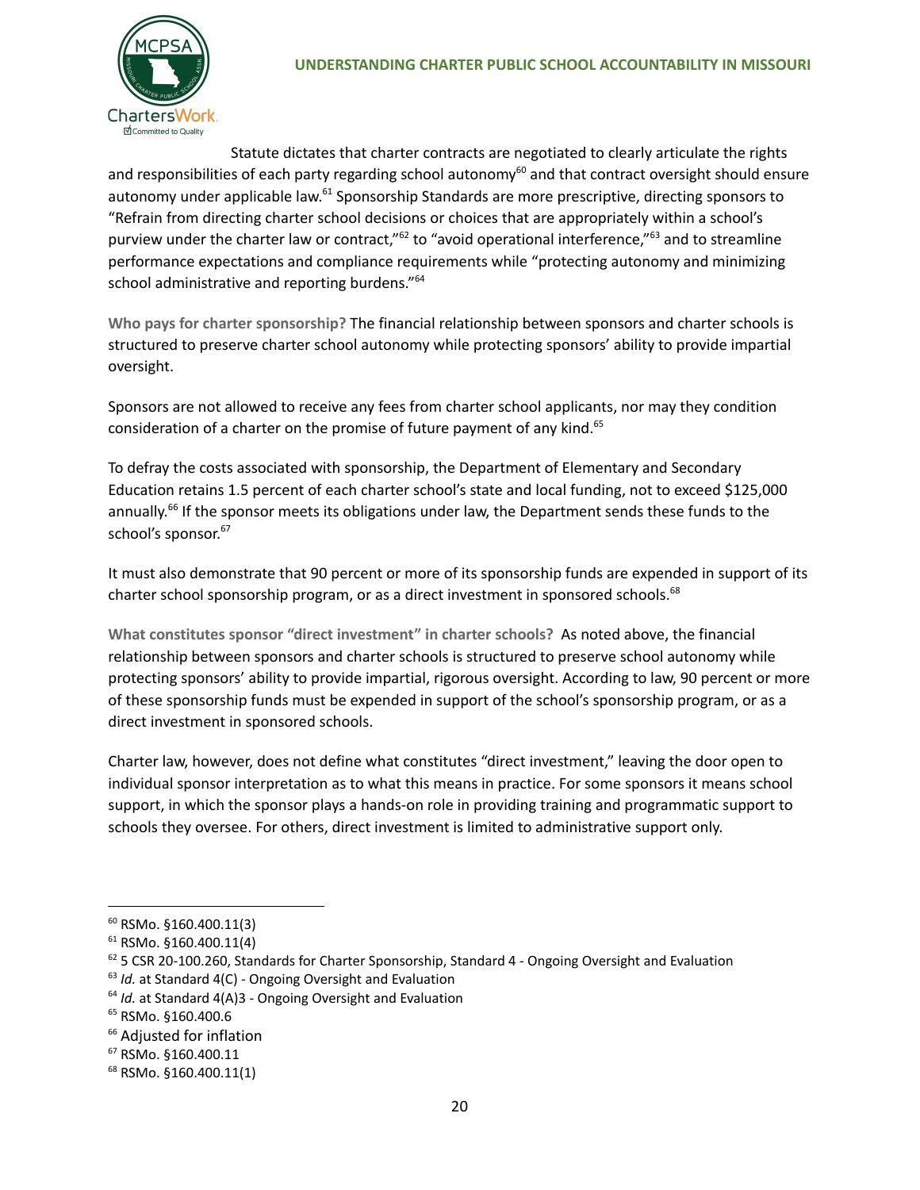Statute dictates that charter contracts are negotiated to clearly articulate the rights and responsibilities of each party regarding school autonomy[60] and that contract oversight should ensure autonomy under applicable law.[61] Sponsorship Standards are more prescriptive, directing sponsors to "Refrain from directing charter school decisions or choices that are appropriately within a school's purview under the charter law or contract,"[62] to "avoid operational interference,"[63] and to streamline performance expectations and compliance requirements while "protecting autonomy and minimizing school administrative and reporting burdens."[64]

**Who pays for charter sponsorship?** The financial relationship between sponsors and charter schools is structured to preserve charter school autonomy while protecting sponsors' ability to provide impartial oversight.

Sponsors are not allowed to receive any fees from charter school applicants, nor may they condition consideration of a charter on the promise of future payment of any kind.[65]

To defray the costs associated with sponsorship, the Department of Elementary and Secondary Education retains 1.5 percent of each charter school's state and local funding, not to exceed $125,000 annually.[66] If the sponsor meets its obligations under law, the Department sends these funds to the school's sponsor.[67]

It must also demonstrate that 90 percent or more of its sponsorship funds are expended in support of its charter school sponsorship program, or as a direct investment in sponsored schools.[68]

**What constitutes sponsor "direct investment" in charter schools?** As noted above, the financial relationship between sponsors and charter schools is structured to preserve school autonomy while protecting sponsors' ability to provide impartial, rigorous oversight. According to law, 90 percent or more of these sponsorship funds must be expended in support of the school's sponsorship program, or as a direct investment in sponsored schools.

Charter law, however, does not define what constitutes "direct investment," leaving the door open to individual sponsor interpretation as to what this means in practice. For some sponsors it means school support, in which the sponsor plays a hands-on role in providing training and programmatic support to schools they oversee. For others, direct investment is limited to administrative support only.

---

[60] RSMo. §160.400.11(3)

[61] RSMo. §160.400.11(4)

[62] 5 CSR 20-100.260, Standards for Charter Sponsorship, Standard 4 - Ongoing Oversight and Evaluation

[63] *Id.* at Standard 4(C) - Ongoing Oversight and Evaluation

[64] *Id.* at Standard 4(A)3 - Ongoing Oversight and Evaluation

[65] RSMo. §160.400.6

[66] Adjusted for inflation

[67] RSMo. §160.400.11

[68] RSMo. §160.400.11(1)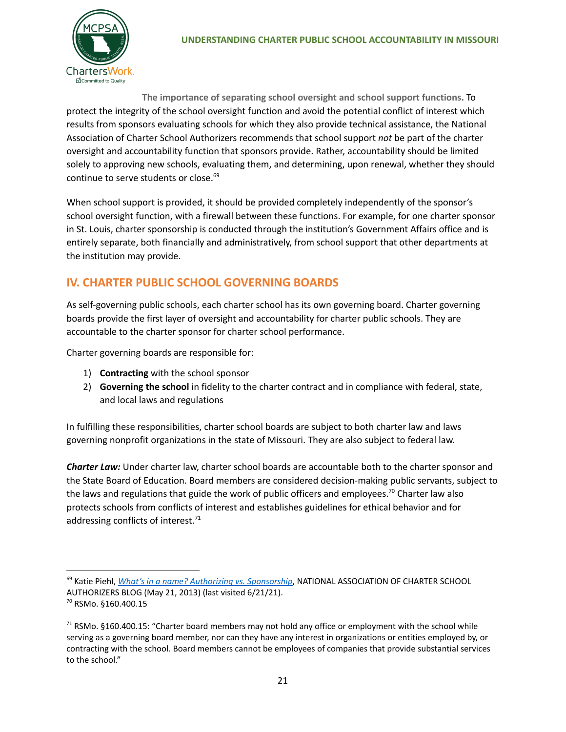**The importance of separating school oversight and school support functions.** To protect the integrity of the school oversight function and avoid the potential conflict of interest which results from sponsors evaluating schools for which they also provide technical assistance, the National Association of Charter School Authorizers recommends that school support *not* be part of the charter oversight and accountability function that sponsors provide. Rather, accountability should be limited solely to approving new schools, evaluating them, and determining, upon renewal, whether they should continue to serve students or close.[69]

When school support is provided, it should be provided completely independently of the sponsor's school oversight function, with a firewall between these functions. For example, for one charter sponsor in St. Louis, charter sponsorship is conducted through the institution's Government Affairs office and is entirely separate, both financially and administratively, from school support that other departments at the institution may provide.

## IV. CHARTER PUBLIC SCHOOL GOVERNING BOARDS

As self-governing public schools, each charter school has its own governing board. Charter governing boards provide the first layer of oversight and accountability for charter public schools. They are accountable to the charter sponsor for charter school performance.

Charter governing boards are responsible for:

1) **Contracting** with the school sponsor
2) **Governing the school** in fidelity to the charter contract and in compliance with federal, state, and local laws and regulations

In fulfilling these responsibilities, charter school boards are subject to both charter law and laws governing nonprofit organizations in the state of Missouri. They are also subject to federal law.

***Charter Law:*** Under charter law, charter school boards are accountable both to the charter sponsor and the State Board of Education. Board members are considered decision-making public servants, subject to the laws and regulations that guide the work of public officers and employees.[70] Charter law also protects schools from conflicts of interest and establishes guidelines for ethical behavior and for addressing conflicts of interest.[71]

---

[69] Katie Piehl, *What's in a name? Authorizing vs. Sponsorship*, NATIONAL ASSOCIATION OF CHARTER SCHOOL AUTHORIZERS BLOG (May 21, 2013) (last visited 6/21/21).

[70] RSMo. §160.400.15

[71] RSMo. §160.400.15: "Charter board members may not hold any office or employment with the school while serving as a governing board member, nor can they have any interest in organizations or entities employed by, or contracting with the school. Board members cannot be employees of companies that provide substantial services to the school."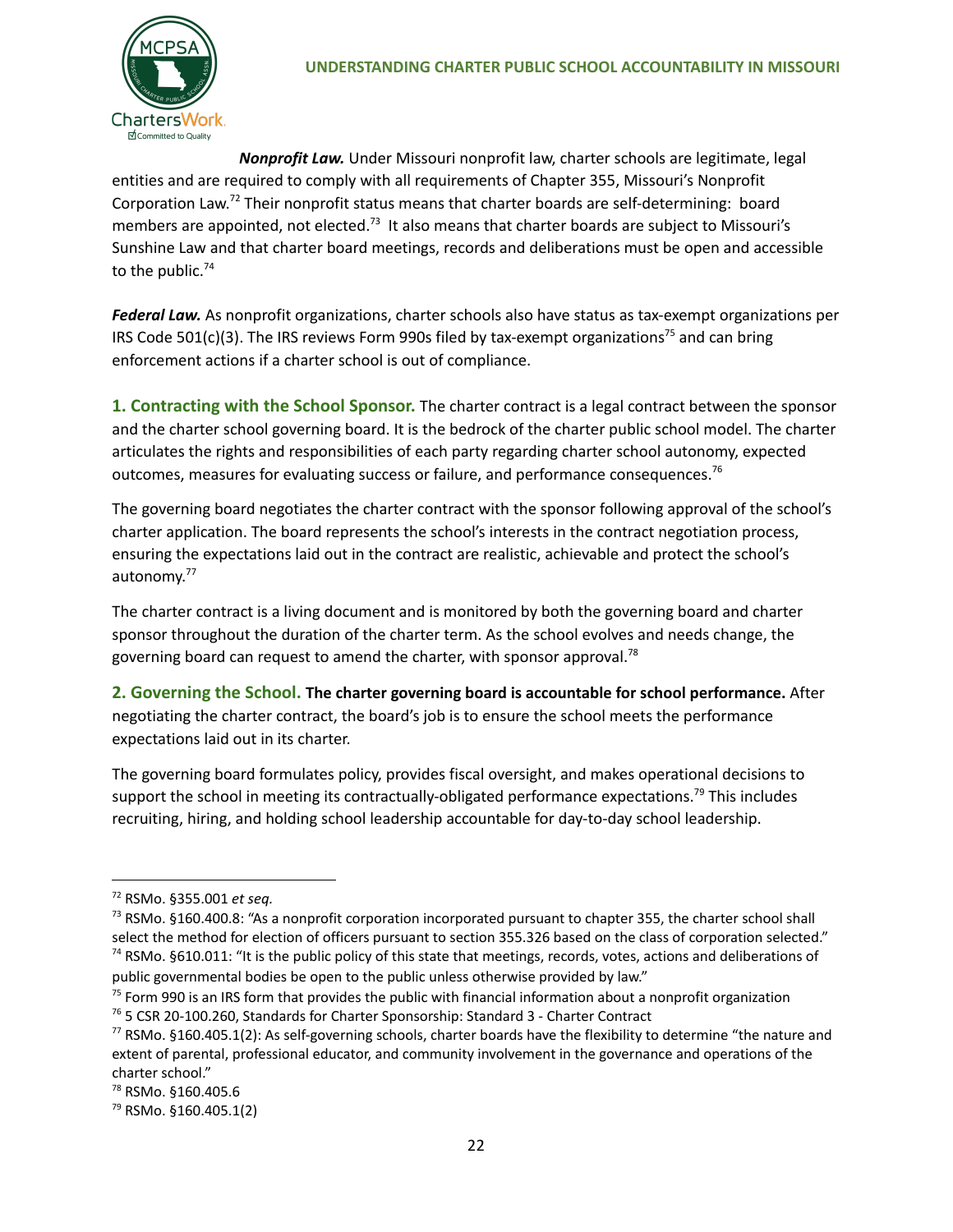***Nonprofit Law.*** Under Missouri nonprofit law, charter schools are legitimate, legal entities and are required to comply with all requirements of Chapter 355, Missouri's Nonprofit Corporation Law.[72] Their nonprofit status means that charter boards are self-determining: board members are appointed, not elected.[73] It also means that charter boards are subject to Missouri's Sunshine Law and that charter board meetings, records and deliberations must be open and accessible to the public.[74]

***Federal Law.*** As nonprofit organizations, charter schools also have status as tax-exempt organizations per IRS Code 501(c)(3). The IRS reviews Form 990s filed by tax-exempt organizations[75] and can bring enforcement actions if a charter school is out of compliance.

**1. Contracting with the School Sponsor.** The charter contract is a legal contract between the sponsor and the charter school governing board. It is the bedrock of the charter public school model. The charter articulates the rights and responsibilities of each party regarding charter school autonomy, expected outcomes, measures for evaluating success or failure, and performance consequences.[76]

The governing board negotiates the charter contract with the sponsor following approval of the school's charter application. The board represents the school's interests in the contract negotiation process, ensuring the expectations laid out in the contract are realistic, achievable and protect the school's autonomy.[77]

The charter contract is a living document and is monitored by both the governing board and charter sponsor throughout the duration of the charter term. As the school evolves and needs change, the governing board can request to amend the charter, with sponsor approval.[78]

**2. Governing the School. The charter governing board is accountable for school performance.** After negotiating the charter contract, the board's job is to ensure the school meets the performance expectations laid out in its charter.

The governing board formulates policy, provides fiscal oversight, and makes operational decisions to support the school in meeting its contractually-obligated performance expectations.[79] This includes recruiting, hiring, and holding school leadership accountable for day-to-day school leadership.

---

[72] RSMo. §355.001 *et seq.*

[73] RSMo. §160.400.8: "As a nonprofit corporation incorporated pursuant to chapter 355, the charter school shall select the method for election of officers pursuant to section 355.326 based on the class of corporation selected."

[74] RSMo. §610.011: "It is the public policy of this state that meetings, records, votes, actions and deliberations of public governmental bodies be open to the public unless otherwise provided by law."

[75] Form 990 is an IRS form that provides the public with financial information about a nonprofit organization

[76] 5 CSR 20-100.260, Standards for Charter Sponsorship: Standard 3 - Charter Contract

[77] RSMo. §160.405.1(2): As self-governing schools, charter boards have the flexibility to determine "the nature and extent of parental, professional educator, and community involvement in the governance and operations of the charter school."

[78] RSMo. §160.405.6

[79] RSMo. §160.405.1(2)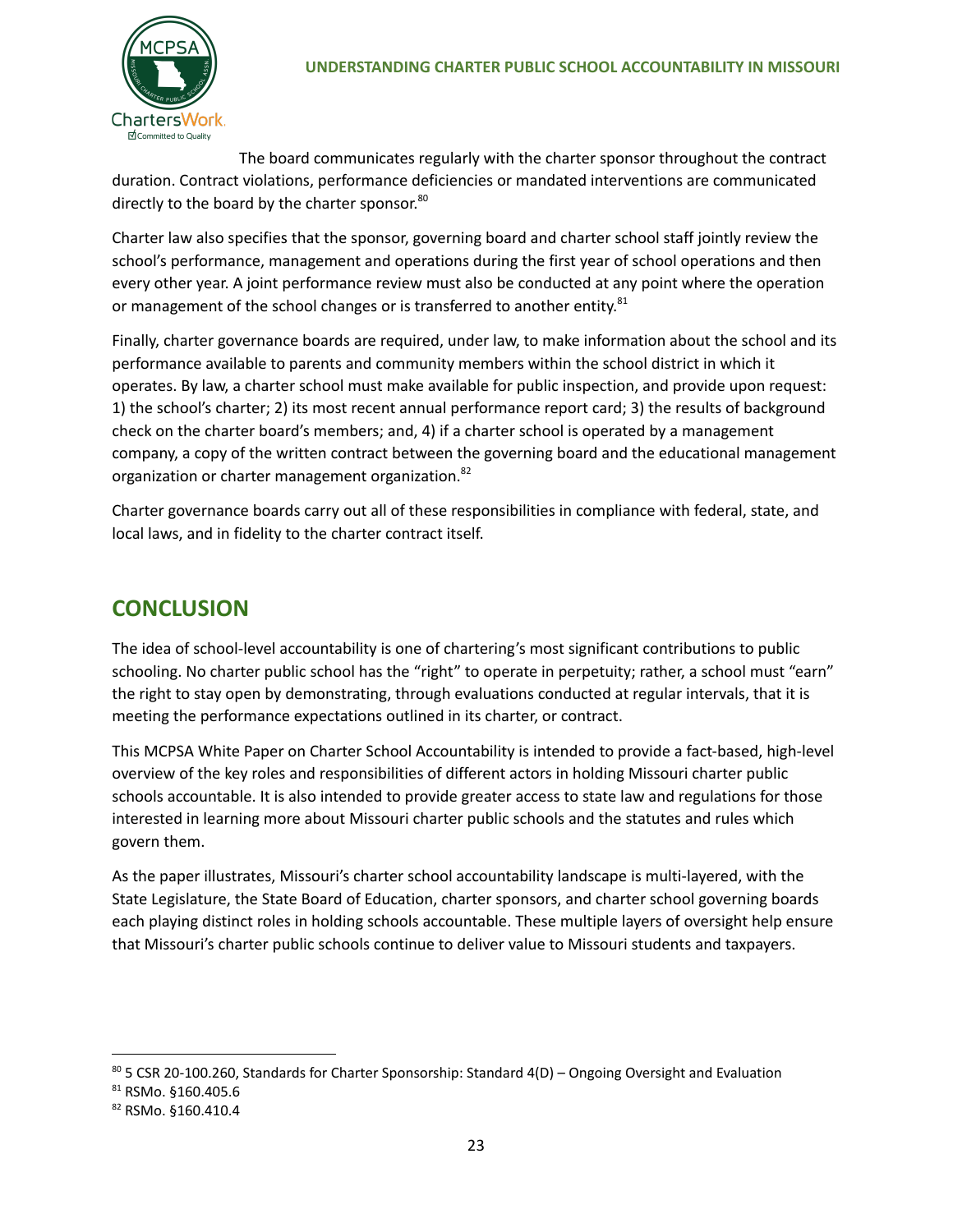The board communicates regularly with the charter sponsor throughout the contract duration. Contract violations, performance deficiencies or mandated interventions are communicated directly to the board by the charter sponsor.[80]

Charter law also specifies that the sponsor, governing board and charter school staff jointly review the school's performance, management and operations during the first year of school operations and then every other year. A joint performance review must also be conducted at any point where the operation or management of the school changes or is transferred to another entity.[81]

Finally, charter governance boards are required, under law, to make information about the school and its performance available to parents and community members within the school district in which it operates. By law, a charter school must make available for public inspection, and provide upon request: 1) the school's charter; 2) its most recent annual performance report card; 3) the results of background check on the charter board's members; and, 4) if a charter school is operated by a management company, a copy of the written contract between the governing board and the educational management organization or charter management organization.[82]

Charter governance boards carry out all of these responsibilities in compliance with federal, state, and local laws, and in fidelity to the charter contract itself.

## CONCLUSION

The idea of school-level accountability is one of chartering's most significant contributions to public schooling. No charter public school has the "right" to operate in perpetuity; rather, a school must "earn" the right to stay open by demonstrating, through evaluations conducted at regular intervals, that it is meeting the performance expectations outlined in its charter, or contract.

This MCPSA White Paper on Charter School Accountability is intended to provide a fact-based, high-level overview of the key roles and responsibilities of different actors in holding Missouri charter public schools accountable. It is also intended to provide greater access to state law and regulations for those interested in learning more about Missouri charter public schools and the statutes and rules which govern them.

As the paper illustrates, Missouri's charter school accountability landscape is multi-layered, with the State Legislature, the State Board of Education, charter sponsors, and charter school governing boards each playing distinct roles in holding schools accountable. These multiple layers of oversight help ensure that Missouri's charter public schools continue to deliver value to Missouri students and taxpayers.

---

[80] 5 CSR 20-100.260, Standards for Charter Sponsorship: Standard 4(D) – Ongoing Oversight and Evaluation

[81] RSMo. §160.405.6

[82] RSMo. §160.410.4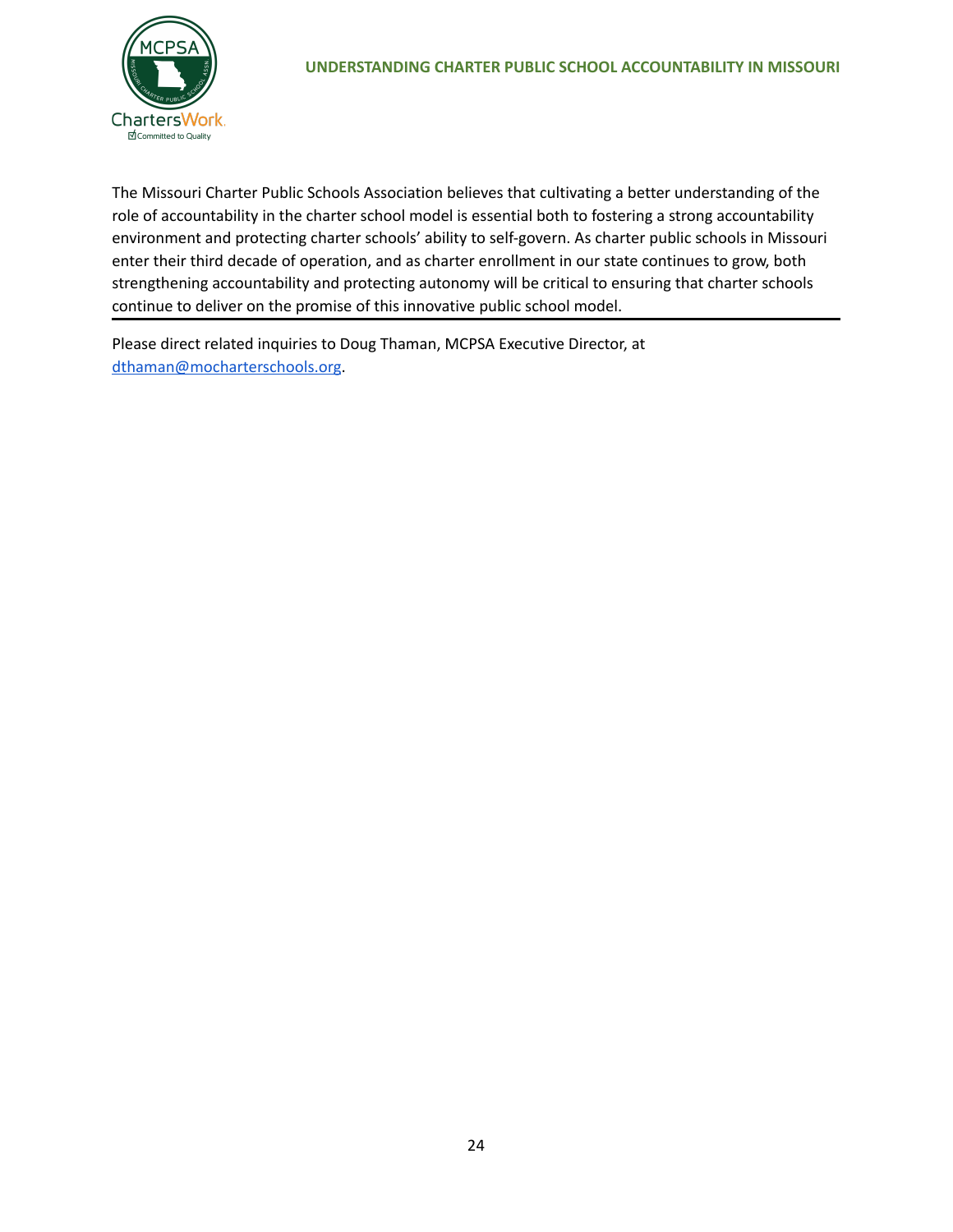The Missouri Charter Public Schools Association believes that cultivating a better understanding of the role of accountability in the charter school model is essential both to fostering a strong accountability environment and protecting charter schools' ability to self-govern. As charter public schools in Missouri enter their third decade of operation, and as charter enrollment in our state continues to grow, both strengthening accountability and protecting autonomy will be critical to ensuring that charter schools continue to deliver on the promise of this innovative public school model.

---

Please direct related inquiries to Doug Thaman, MCPSA Executive Director, at dthaman@mocharterschools.org.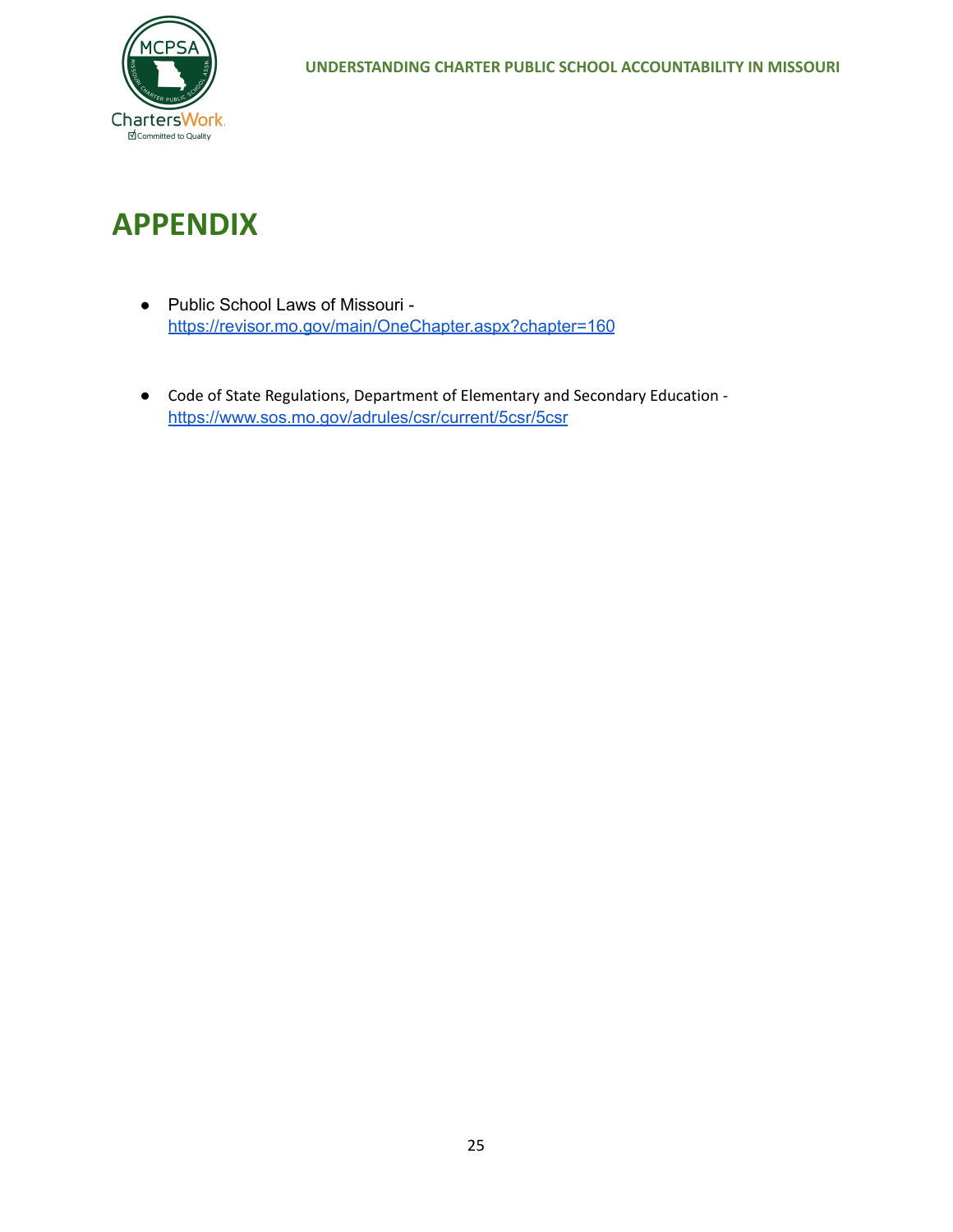# APPENDIX

- Public School Laws of Missouri - https://revisor.mo.gov/main/OneChapter.aspx?chapter=160

- Code of State Regulations, Department of Elementary and Secondary Education - https://www.sos.mo.gov/adrules/csr/current/5csr/5csr